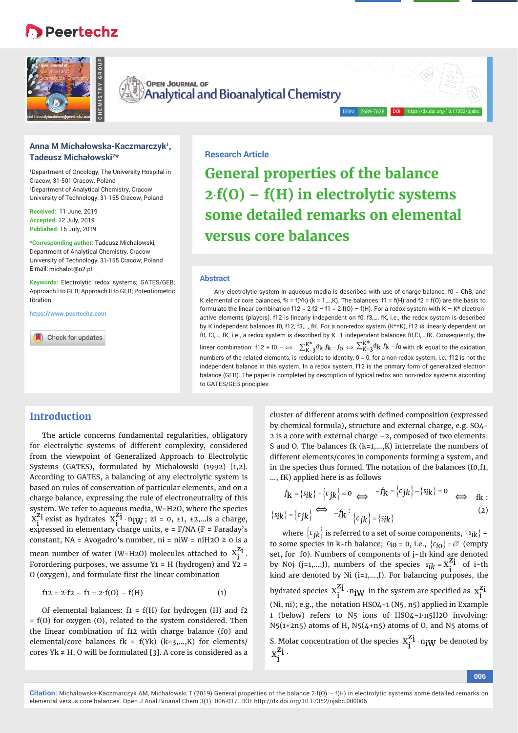Research Article

# General properties of the balance 2·f(O) – f(H) in electrolytic systems some detailed remarks on elemental versus core balances

**Anna M Michałowska-Kaczmarczyk[1], Tadeusz Michałowski[2]***

[1]Department of Oncology, The University Hospital in Cracow, 31-501 Cracow, Poland
[2]Department of Analytical Chemistry, Cracow University of Technology, 31-155 Cracow, Poland

**Received:** 11 June, 2019
**Accepted:** 12 July, 2019
**Published:** 16 July, 2019

***Corresponding author:** Tadeusz Michałowski, Department of Analytical Chemistry, Cracow University of Technology, 31-155 Cracow, Poland
E-mail: michalot@o2.pl

**Keywords:** Electrolytic redox systems; GATES/GEB; Approach I to GEB; Approach II to GEB; Potentiometric titration.

https://www.peertechz.com

## Abstract

Any electrolytic system in aqueous media is described with use of charge balance, f0 = ChB, and K elemental or core balances, fk = f(Yk) (k = 1,…,K). The balances: f1 = f(H) and f2 = f(O) are the basis to formulate the linear combination f12 = 2·f2 – f1 = 2·f(O) – f(H). For a redox system with K – K* electron-active elements (players), f12 is linearly independent on f0, f3,…, fK, i.e., the redox system is described by K independent balances f0, f12, f3,…, fK. For a non-redox system (K*=K), f12 is linearly dependent on f0, f3,…, fK, i.e., a redox system is described by K–1 independent balances f0,f3,…,fK. Consequently, the linear combination $f12 + f0 - \Leftrightarrow \sum_{K=3}^{K^*} d_K \cdot f_k - f_0 \Leftrightarrow \sum_{K=3}^{K^*} d_K \cdot f_k - f_0$ with dk equal to the oxidation numbers of the related elements, is reducible to identity, 0 = 0, for a non-redox system, i.e., f12 is not the independent balance in this system. In a redox system, f12 is the primary form of generalized electron balance (GEB). The paper is completed by description of typical redox and non-redox systems according to GATES/GEB principles.

## Introduction

The article concerns fundamental regularities, obligatory for electrolytic systems of different complexity, considered from the viewpoint of Generalized Approach to Electrolytic Systems (GATES), formulated by Michałowski (1992) [1,2]. According to GATES, a balancing of any electrolytic system is based on rules of conservation of particular elements, and on a charge balance, expressing the rule of electroneutrality of this system. We refer to aqueous media, W=H2O, where the species $X_i^{z_i}$ exist as hydrates $X_i^{z_i} \cdot n_{iW}$; zi = 0, ±1, ±2,...is a charge, expressed in elementary charge units, e = F/NA (F = Faraday's constant, NA = Avogadro's number, ni = niW = niH2O ≥ 0 is a mean number of water (W=H2O) molecules attached to $X_i^{z_i}$. Forordering purposes, we assume Y1 = H (hydrogen) and Y2 = O (oxygen), and formulate first the linear combination

$$f12 = 2 \cdot f2 - f1 = 2 \cdot f(O) - f(H) \qquad (1)$$

Of elemental balances: f1 = f(H) for hydrogen (H) and f2 = f(O) for oxygen (O), related to the system considered. Then the linear combination of f12 with charge balance (f0) and elemental/core balances fk = f(Yk) (k=3,…,K) for elements/cores Yk ≠ H, O will be formulated [3]. A core is considered as a cluster of different atoms with defined composition (expressed by chemical formula), structure and external charge, e.g. SO4-2 is a core with external charge −2, composed of two elements: S and O. The balances fk (k=1,…,K) interrelate the numbers of different atoms/cores in components forming a system, and in the species thus formed. The notation of the balances (f0,f1,…, fK) applied here is as follows

$$f_k = \{s_{ik}\} - \{c_{jk}\} = 0 \;\Leftrightarrow\; -f_k = \{c_{jk}\} - \{s_{ik}\} = 0 \;\Leftrightarrow\; fk : \{s_{ik}\} = \{c_{jk}\} \;\Leftrightarrow\; -f_k : \{c_{jk}\} = \{s_{ik}\} \qquad (2)$$

where $\{c_{jk}\}$ is referred to a set of some components, $\{s_{ik}\}$ – to some species in k-th balance; $c_{i0}$ = 0, i.e., $\{c_{i0}\} = \varnothing$ (empty set, for f0). Numbers of components of j-th kind are denoted by Noj (j=1,…,J), numbers of the species $s_{ik} = X_i^{z_i}$ of i-th kind are denoted by Ni (i=1,…,I). For balancing purposes, the hydrated species $X_i^{z_i} \cdot n_{iW}$ in the system are specified as $X_i^{z_i}$ (Ni, ni); e.g., the notation HSO4-1 (N5, n5) applied in Example 1 (below) refers to N5 ions of HSO4-1·n5H2O involving: N5(1+2n5) atoms of H, N5(4+n5) atoms of O, and N5 atoms of S. Molar concentration of the species $X_i^{z_i} \cdot n_{iW}$ be denoted by $X_i^{z_i}$.

**Citation:** Michałowska-Kaczmarczyk AM, Michałowski T (2019) General properties of the balance 2·f(O) – f(H) in electrolytic systems some detailed remarks on elemental versus core balances. Open J Anal Bioanal Chem 3(1): 006-017. DOI: http://dx.doi.org/10.17352/ojabc.000006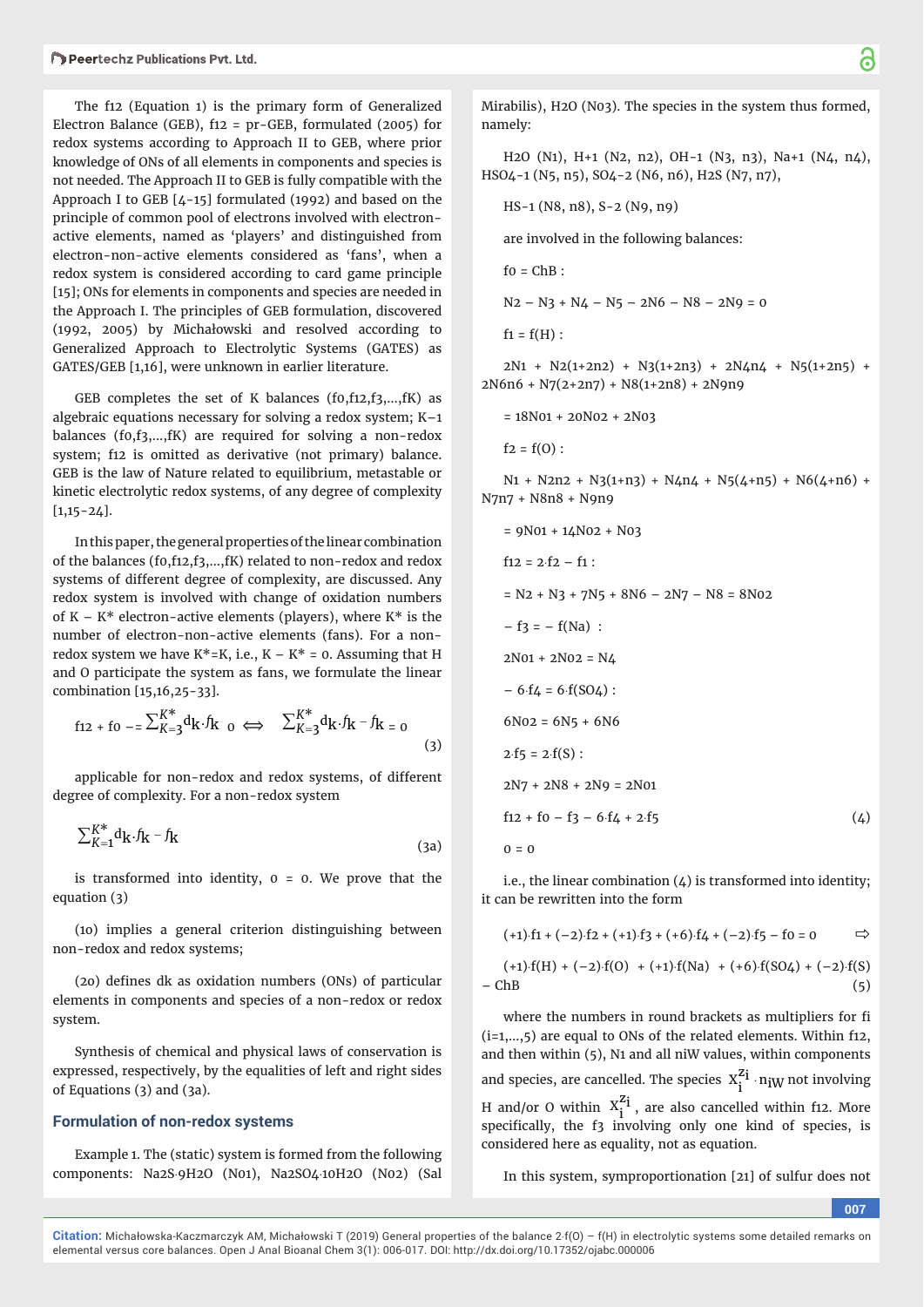The f12 (Equation 1) is the primary form of Generalized Electron Balance (GEB), f12 = pr-GEB, formulated (2005) for redox systems according to Approach II to GEB, where prior knowledge of ONs of all elements in components and species is not needed. The Approach II to GEB is fully compatible with the Approach I to GEB [4-15] formulated (1992) and based on the principle of common pool of electrons involved with electron-active elements, named as 'players' and distinguished from electron-non-active elements considered as 'fans', when a redox system is considered according to card game principle [15]; ONs for elements in components and species are needed in the Approach I. The principles of GEB formulation, discovered (1992, 2005) by Michałowski and resolved according to Generalized Approach to Electrolytic Systems (GATES) as GATES/GEB [1,16], were unknown in earlier literature.

GEB completes the set of K balances (f0,f12,f3,...,fK) as algebraic equations necessary for solving a redox system; K–1 balances (f0,f3,...,fK) are required for solving a non-redox system; f12 is omitted as derivative (not primary) balance. GEB is the law of Nature related to equilibrium, metastable or kinetic electrolytic redox systems, of any degree of complexity [1,15-24].

In this paper, the general properties of the linear combination of the balances (f0,f12,f3,...,fK) related to non-redox and redox systems of different degree of complexity, are discussed. Any redox system is involved with change of oxidation numbers of K – K* electron-active elements (players), where K* is the number of electron-non-active elements (fans). For a non-redox system we have K*=K, i.e., K – K* = 0. Assuming that H and O participate the system as fans, we formulate the linear combination [15,16,25-33].

$$f12 + f0 - = \sum_{K=3}^{K^*} d_k \cdot f_k \;\; 0 \iff \sum_{K=3}^{K^*} d_k \cdot f_k - f_k = 0 \quad (3)$$

applicable for non-redox and redox systems, of different degree of complexity. For a non-redox system

$$\sum_{K=1}^{K^*} d_k \cdot f_k - f_k \quad (3a)$$

is transformed into identity, 0 = 0. We prove that the equation (3)

(1o) implies a general criterion distinguishing between non-redox and redox systems;

(2o) defines dk as oxidation numbers (ONs) of particular elements in components and species of a non-redox or redox system.

Synthesis of chemical and physical laws of conservation is expressed, respectively, by the equalities of left and right sides of Equations (3) and (3a).

## Formulation of non-redox systems

Example 1. The (static) system is formed from the following components: $Na_2S \cdot 9H_2O$ (N01), $Na_2SO_4 \cdot 10H_2O$ (N02) (Sal Mirabilis), $H_2O$ (N03). The species in the system thus formed, namely:

$H_2O$ (N1), $H^{+1}$ (N2, n2), $OH^{-1}$ (N3, n3), $Na^{+1}$ (N4, n4), $HSO_4^{-1}$ (N5, n5), $SO_4^{-2}$ (N6, n6), $H_2S$ (N7, n7),

$HS^{-1}$ (N8, n8), $S^{-2}$ (N9, n9)

are involved in the following balances:

f0 = ChB :

N2 – N3 + N4 – N5 – 2N6 – N8 – 2N9 = 0

f1 = f(H) :

2N1 + N2(1+2n2) + N3(1+2n3) + 2N4n4 + N5(1+2n5) + 2N6n6 + N7(2+2n7) + N8(1+2n8) + 2N9n9

= 18N01 + 20N02 + 2N03

f2 = f(O) :

N1 + N2n2 + N3(1+n3) + N4n4 + N5(4+n5) + N6(4+n6) + N7n7 + N8n8 + N9n9

= 9N01 + 14N02 + N03

f12 = 2·f2 – f1 :

= N2 + N3 + 7N5 + 8N6 – 2N7 – N8 = 8N02

– f3 = – f(Na) :

2N01 + 2N02 = N4

– 6·f4 = 6·f(SO4) :

6N02 = 6N5 + 6N6

2·f5 = 2·f(S) :

2N7 + 2N8 + 2N9 = 2N01

f12 + f0 – f3 – 6·f4 + 2·f5 (4)

0 = 0

i.e., the linear combination (4) is transformed into identity; it can be rewritten into the form

(+1)·f1 + (–2)·f2 + (+1)·f3 + (+6)·f4 + (–2)·f5 – f0 = 0 ⇨

(+1)·f(H) + (–2)·f(O) + (+1)·f(Na) + (+6)·f(SO4) + (–2)·f(S) – ChB (5)

where the numbers in round brackets as multipliers for fi (i=1,...,5) are equal to ONs of the related elements. Within f12, and then within (5), N1 and all niW values, within components and species, are cancelled. The species $X_i^{z_i} \cdot n_{iW}$ not involving H and/or O within $X_i^{z_i}$, are also cancelled within f12. More specifically, the f3 involving only one kind of species, is considered here as equality, not as equation.

In this system, symproportionation [21] of sulfur does not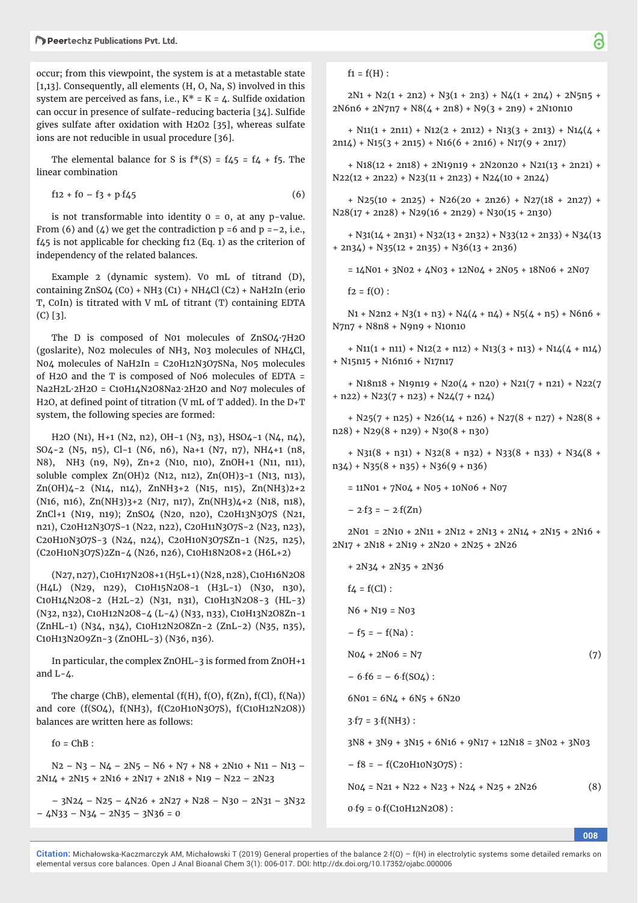occur; from this viewpoint, the system is at a metastable state [1,13]. Consequently, all elements (H, O, Na, S) involved in this system are perceived as fans, i.e., $K^* = K = 4$. Sulfide oxidation can occur in presence of sulfate-reducing bacteria [34]. Sulfide gives sulfate after oxidation with $H_2O_2$ [35], whereas sulfate ions are not reducible in usual procedure [36].

The elemental balance for S is $f^*(S) = f_{45} = f_4 + f_5$. The linear combination

$$f_{12} + f_0 - f_3 + p \cdot f_{45} \tag{6}$$

is not transformable into identity $0 = 0$, at any p-value. From (6) and (4) we get the contradiction $p = 6$ and $p = -2$, i.e., $f_{45}$ is not applicable for checking $f_{12}$ (Eq. 1) as the criterion of independency of the related balances.

Example 2 (dynamic system). $V_0$ mL of titrand (D), containing $ZnSO_4$ ($C_0$) + $NH_3$ ($C_1$) + $NH_4Cl$ ($C_2$) + $NaH_2In$ (erio T, $C_{0In}$) is titrated with V mL of titrant (T) containing EDTA (C) [3].

The D is composed of $N_{01}$ molecules of $ZnSO_4 \cdot 7H_2O$ (goslarite), $N_{02}$ molecules of $NH_3$, $N_{03}$ molecules of $NH_4Cl$, $N_{04}$ molecules of $NaH_2In = C_{20}H_{12}N_3O_7SNa$, $N_{05}$ molecules of $H_2O$ and the T is composed of $N_{06}$ molecules of EDTA = $Na_2H_2L \cdot 2H_2O = C_{10}H_{14}N_2O_8Na_2 \cdot 2H_2O$ and $N_{07}$ molecules of $H_2O$, at defined point of titration (V mL of T added). In the D+T system, the following species are formed:

$H_2O$ ($N_1$), $H^{+1}$ ($N_2$, $n_2$), $OH^{-1}$ ($N_3$, $n_3$), $HSO_4^{-1}$ ($N_4$, $n_4$), $SO_4^{-2}$ ($N_5$, $n_5$), $Cl^{-1}$ ($N_6$, $n_6$), $Na^{+1}$ ($N_7$, $n_7$), $NH_4^{+1}$ ($n_8$, $N_8$), $NH_3$ ($n_9$, $N_9$), $Zn^{+2}$ ($N_{10}$, $n_{10}$), $ZnOH^{+1}$ ($N_{11}$, $n_{11}$), soluble complex $Zn(OH)_2$ ($N_{12}$, $n_{12}$), $Zn(OH)_3^{-1}$ ($N_{13}$, $n_{13}$), $Zn(OH)_4^{-2}$ ($N_{14}$, $n_{14}$), $ZnNH_3^{+2}$ ($N_{15}$, $n_{15}$), $Zn(NH_3)_2^{+2}$ ($N_{16}$, $n_{16}$), $Zn(NH_3)_3^{+2}$ ($N_{17}$, $n_{17}$), $Zn(NH_3)_4^{+2}$ ($N_{18}$, $n_{18}$), $ZnCl^{+1}$ ($N_{19}$, $n_{19}$); $ZnSO_4$ ($N_{20}$, $n_{20}$), $C_{20}H_{13}N_3O_7S$ ($N_{21}$, $n_{21}$), $C_{20}H_{12}N_3O_7S^{-1}$ ($N_{22}$, $n_{22}$), $C_{20}H_{11}N_3O_7S^{-2}$ ($N_{23}$, $n_{23}$), $C_{20}H_{10}N_3O_7S^{-3}$ ($N_{24}$, $n_{24}$), $C_{20}H_{10}N_3O_7SZn^{-1}$ ($N_{25}$, $n_{25}$), $(C_{20}H_{10}N_3O_7S)_2Zn^{-4}$ ($N_{26}$, $n_{26}$), $C_{10}H_{18}N_2O_8^{+2}$ ($H_6L^{+2}$)

($N_{27}$, $n_{27}$), $C_{10}H_{17}N_2O_8^{+1}$ ($H_5L^{+1}$) ($N_{28}$, $n_{28}$), $C_{10}H_{16}N_2O_8$ ($H_4L$) ($N_{29}$, $n_{29}$), $C_{10}H_{15}N_2O_8^{-1}$ ($H_3L^{-1}$) ($N_{30}$, $n_{30}$), $C_{10}H_{14}N_2O_8^{-2}$ ($H_2L^{-2}$) ($N_{31}$, $n_{31}$), $C_{10}H_{13}N_2O_8^{-3}$ ($HL^{-3}$) ($N_{32}$, $n_{32}$), $C_{10}H_{12}N_2O_8^{-4}$ ($L^{-4}$) ($N_{33}$, $n_{33}$), $C_{10}H_{13}N_2O_8Zn^{-1}$ ($ZnHL^{-1}$) ($N_{34}$, $n_{34}$), $C_{10}H_{12}N_2O_8Zn^{-2}$ ($ZnL^{-2}$) ($N_{35}$, $n_{35}$), $C_{10}H_{13}N_2O_9Zn^{-3}$ ($ZnOHL^{-3}$) ($N_{36}$, $n_{36}$).

In particular, the complex $ZnOHL^{-3}$ is formed from $ZnOH^{+1}$ and $L^{-4}$.

The charge (ChB), elemental (f(H), f(O), f(Zn), f(Cl), f(Na)) and core (f($SO_4$), f($NH_3$), f($C_{20}H_{10}N_3O_7S$), f($C_{10}H_{12}N_2O_8$)) balances are written here as follows:

$f_0$ = ChB :

$$N_2 - N_3 - N_4 - 2N_5 - N_6 + N_7 + N_8 + 2N_{10} + N_{11} - N_{13} - 2N_{14} + 2N_{15} + 2N_{16} + 2N_{17} + 2N_{18} + N_{19} - N_{22} - 2N_{23}$$

$$- 3N_{24} - N_{25} - 4N_{26} + 2N_{27} + N_{28} - N_{30} - 2N_{31} - 3N_{32} - 4N_{33} - N_{34} - 2N_{35} - 3N_{36} = 0$$

$f_1$ = f(H) :

$$2N_1 + N_2(1 + 2n_2) + N_3(1 + 2n_3) + N_4(1 + 2n_4) + 2N_5n_5 + 2N_6n_6 + 2N_7n_7 + N_8(4 + 2n_8) + N_9(3 + 2n_9) + 2N_{10}n_{10}$$

$$+ N_{11}(1 + 2n_{11}) + N_{12}(2 + 2n_{12}) + N_{13}(3 + 2n_{13}) + N_{14}(4 + 2n_{14}) + N_{15}(3 + 2n_{15}) + N_{16}(6 + 2n_{16}) + N_{17}(9 + 2n_{17})$$

$$+ N_{18}(12 + 2n_{18}) + 2N_{19}n_{19} + 2N_{20}n_{20} + N_{21}(13 + 2n_{21}) + N_{22}(12 + 2n_{22}) + N_{23}(11 + 2n_{23}) + N_{24}(10 + 2n_{24})$$

$$+ N_{25}(10 + 2n_{25}) + N_{26}(20 + 2n_{26}) + N_{27}(18 + 2n_{27}) + N_{28}(17 + 2n_{28}) + N_{29}(16 + 2n_{29}) + N_{30}(15 + 2n_{30})$$

$$+ N_{31}(14 + 2n_{31}) + N_{32}(13 + 2n_{32}) + N_{33}(12 + 2n_{33}) + N_{34}(13 + 2n_{34}) + N_{35}(12 + 2n_{35}) + N_{36}(13 + 2n_{36})$$

$$= 14N_{01} + 3N_{02} + 4N_{03} + 12N_{04} + 2N_{05} + 18N_{06} + 2N_{07}$$

$f_2$ = f(O) :

$$N_1 + N_2n_2 + N_3(1 + n_3) + N_4(4 + n_4) + N_5(4 + n_5) + N_6n_6 + N_7n_7 + N_8n_8 + N_9n_9 + N_{10}n_{10}$$

$$+ N_{11}(1 + n_{11}) + N_{12}(2 + n_{12}) + N_{13}(3 + n_{13}) + N_{14}(4 + n_{14}) + N_{15}n_{15} + N_{16}n_{16} + N_{17}n_{17}$$

$$+ N_{18}n_{18} + N_{19}n_{19} + N_{20}(4 + n_{20}) + N_{21}(7 + n_{21}) + N_{22}(7 + n_{22}) + N_{23}(7 + n_{23}) + N_{24}(7 + n_{24})$$

$$+ N_{25}(7 + n_{25}) + N_{26}(14 + n_{26}) + N_{27}(8 + n_{27}) + N_{28}(8 + n_{28}) + N_{29}(8 + n_{29}) + N_{30}(8 + n_{30})$$

$$+ N_{31}(8 + n_{31}) + N_{32}(8 + n_{32}) + N_{33}(8 + n_{33}) + N_{34}(8 + n_{34}) + N_{35}(8 + n_{35}) + N_{36}(9 + n_{36})$$

$$= 11N_{01} + 7N_{04} + N_{05} + 10N_{06} + N_{07}$$

$- 2 \cdot f_3 = - 2 \cdot f(Zn)$

$$2N_{01} = 2N_{10} + 2N_{11} + 2N_{12} + 2N_{13} + 2N_{14} + 2N_{15} + 2N_{16} + 2N_{17} + 2N_{18} + 2N_{19} + 2N_{20} + 2N_{25} + 2N_{26}$$

$$+ 2N_{34} + 2N_{35} + 2N_{36}$$

$f_4$ = f(Cl) :

$$N_6 + N_{19} = N_{03}$$

$- f_5 = - f(Na)$ :

$$N_{04} + 2N_{06} = N_7 \tag{7}$$

$- 6 \cdot f_6 = - 6 \cdot f(SO_4)$ :

$$6N_{01} = 6N_4 + 6N_5 + 6N_{20}$$

$3 \cdot f_7 = 3 \cdot f(NH_3)$ :

$$3N_8 + 3N_9 + 3N_{15} + 6N_{16} + 9N_{17} + 12N_{18} = 3N_{02} + 3N_{03}$$

$- f_8 = - f(C_{20}H_{10}N_3O_7S)$ :

$$N_{04} = N_{21} + N_{22} + N_{23} + N_{24} + N_{25} + 2N_{26} \tag{8}$$

$0 \cdot f_9 = 0 \cdot f(C_{10}H_{12}N_2O_8)$ :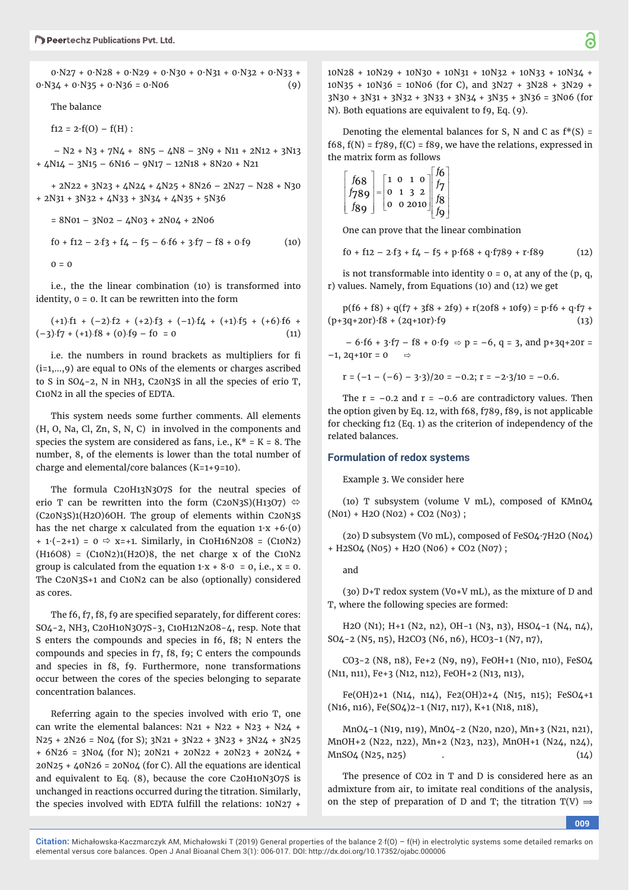$$0 \cdot N_{27} + 0 \cdot N_{28} + 0 \cdot N_{29} + 0 \cdot N_{30} + 0 \cdot N_{31} + 0 \cdot N_{32} + 0 \cdot N_{33} + 0 \cdot N_{34} + 0 \cdot N_{35} + 0 \cdot N_{36} = 0 \cdot N_{06} \quad (9)$$

The balance

$$f12 = 2 \cdot f(O) - f(H) :$$

$$- N_2 + N_3 + 7N_4 + 8N_5 - 4N_8 - 3N_9 + N_{11} + 2N_{12} + 3N_{13} + 4N_{14} - 3N_{15} - 6N_{16} - 9N_{17} - 12N_{18} + 8N_{20} + N_{21}$$

$$+ 2N_{22} + 3N_{23} + 4N_{24} + 4N_{25} + 8N_{26} - 2N_{27} - N_{28} + N_{30} + 2N_{31} + 3N_{32} + 4N_{33} + 3N_{34} + 4N_{35} + 5N_{36}$$

$$= 8N_{01} - 3N_{02} - 4N_{03} + 2N_{04} + 2N_{06}$$

$$f0 + f12 - 2 \cdot f3 + f4 - f5 - 6 \cdot f6 + 3 \cdot f7 - f8 + 0 \cdot f9 \quad (10)$$

$$0 = 0$$

i.e., the the linear combination (10) is transformed into identity, 0 = 0. It can be rewritten into the form

$$(+1) \cdot f1 + (-2) \cdot f2 + (+2) \cdot f3 + (-1) \cdot f4 + (+1) \cdot f5 + (+6) \cdot f6 + (-3) \cdot f7 + (+1) \cdot f8 + (0) \cdot f9 - f0 = 0 \quad (11)$$

i.e. the numbers in round brackets as multipliers for $f_i$ ($i=1,\ldots,9$) are equal to ONs of the elements or charges ascribed to S in $SO_4^{-2}$, N in $NH_3$, $C_{20}N_3S$ in all the species of erio T, $C_{10}N_2$ in all the species of EDTA.

This system needs some further comments. All elements (H, O, Na, Cl, Zn, S, N, C) in involved in the components and species the system are considered as fans, i.e., $K^* = K = 8$. The number, 8, of the elements is lower than the total number of charge and elemental/core balances ($K=1+9=10$).

The formula $C_{20}H_{13}N_3O_7S$ for the neutral species of erio T can be rewritten into the form $(C_{20}N_3S)(H_{13}O_7)$ ⇔ $(C_{20}N_3S)_1(H_2O)_6OH$. The group of elements within $C_{20}N_3S$ has the net charge x calculated from the equation $1 \cdot x + 6 \cdot (0) + 1 \cdot (-2+1) = 0$ ⇨ $x=+1$. Similarly, in $C_{10}H_{16}N_2O_8 = (C_{10}N_2)(H_{16}O_8) = (C_{10}N_2)_1(H_2O)_8$, the net charge x of the $C_{10}N_2$ group is calculated from the equation $1 \cdot x + 8 \cdot 0 = 0$, i.e., $x = 0$. The $C_{20}N_3S^{+1}$ and $C_{10}N_2$ can be also (optionally) considered as cores.

The f6, f7, f8, f9 are specified separately, for different cores: $SO_4^{-2}$, $NH_3$, $C_{20}H_{10}N_3O_7S^{-3}$, $C_{10}H_{12}N_2O_8^{-4}$, resp. Note that S enters the compounds and species in f6, f8; N enters the compounds and species in f7, f8, f9; C enters the compounds and species in f8, f9. Furthermore, none transformations occur between the cores of the species belonging to separate concentration balances.

Referring again to the species involved with erio T, one can write the elemental balances: $N_{21} + N_{22} + N_{23} + N_{24} + N_{25} + 2N_{26} = N_{04}$ (for S); $3N_{21} + 3N_{22} + 3N_{23} + 3N_{24} + 3N_{25} + 6N_{26} = 3N_{04}$ (for N); $20N_{21} + 20N_{22} + 20N_{23} + 20N_{24} + 20N_{25} + 40N_{26} = 20N_{04}$ (for C). All the equations are identical and equivalent to Eq. (8), because the core $C_{20}H_{10}N_3O_7S$ is unchanged in reactions occurred during the titration. Similarly, the species involved with EDTA fulfill the relations: $10N_{27} + 10N_{28} + 10N_{29} + 10N_{30} + 10N_{31} + 10N_{32} + 10N_{33} + 10N_{34} + 10N_{35} + 10N_{36} = 10N_{06}$ (for C), and $3N_{27} + 3N_{28} + 3N_{29} + 3N_{30} + 3N_{31} + 3N_{32} + 3N_{33} + 3N_{34} + 3N_{35} + 3N_{36} = 3N_{06}$ (for N). Both equations are equivalent to f9, Eq. (9).

Denoting the elemental balances for S, N and C as $f^*(S) = f68$, $f(N) = f789$, $f(C) = f89$, we have the relations, expressed in the matrix form as follows

$$\begin{bmatrix} f68 \\ f789 \\ f89 \end{bmatrix} = \begin{bmatrix} 1 & 0 & 1 & 0 \\ 0 & 1 & 3 & 2 \\ 0 & 0 & 20 & 10 \end{bmatrix} \begin{bmatrix} f6 \\ f7 \\ f8 \\ f9 \end{bmatrix}$$

One can prove that the linear combination

$$f0 + f12 - 2 \cdot f3 + f4 - f5 + p \cdot f68 + q \cdot f789 + r \cdot f89 \quad (12)$$

is not transformable into identity 0 = 0, at any of the (p, q, r) values. Namely, from Equations (10) and (12) we get

$$p(f6 + f8) + q(f7 + 3f8 + 2f9) + r(20f8 + 10f9) = p \cdot f6 + q \cdot f7 + (p+3q+20r) \cdot f8 + (2q+10r) \cdot f9 \quad (13)$$

$$- 6 \cdot f6 + 3 \cdot f7 - f8 + 0 \cdot f9 \Rightarrow p = -6,\ q = 3, \text{ and } p+3q+20r = -1,\ 2q+10r = 0 \quad \Rightarrow$$

$$r = (-1 - (-6) - 3 \cdot 3)/20 = -0.2;\ r = -2 \cdot 3/10 = -0.6.$$

The $r = -0.2$ and $r = -0.6$ are contradictory values. Then the option given by Eq. 12, with f68, f789, f89, is not applicable for checking f12 (Eq. 1) as the criterion of independency of the related balances.

## Formulation of redox systems

Example 3. We consider here

(1o) T subsystem (volume V mL), composed of $KMnO_4$ ($N_{01}$) + $H_2O$ ($N_{02}$) + $CO_2$ ($N_{03}$) ;

(2o) D subsystem ($V_0$ mL), composed of $FeSO_4 \cdot 7H_2O$ ($N_{04}$) + $H_2SO_4$ ($N_{05}$) + $H_2O$ ($N_{06}$) + $CO_2$ ($N_{07}$) ;

and

(3o) D+T redox system ($V_0$+V mL), as the mixture of D and T, where the following species are formed:

$H_2O$ ($N_1$); $H^{+1}$ ($N_2$, $n_2$), $OH^{-1}$ ($N_3$, $n_3$), $HSO_4^{-1}$ ($N_4$, $n_4$), $SO_4^{-2}$ ($N_5$, $n_5$), $H_2CO_3$ ($N_6$, $n_6$), $HCO_3^{-1}$ ($N_7$, $n_7$),

$CO_3^{-2}$ ($N_8$, $n_8$), $Fe^{+2}$ ($N_9$, $n_9$), $FeOH^{+1}$ ($N_{10}$, $n_{10}$), $FeSO_4$ ($N_{11}$, $n_{11}$), $Fe^{+3}$ ($N_{12}$, $n_{12}$), $FeOH^{+2}$ ($N_{13}$, $n_{13}$),

$Fe(OH)_2^{+1}$ ($N_{14}$, $n_{14}$), $Fe_2(OH)_2^{+4}$ ($N_{15}$, $n_{15}$); $FeSO_4^{+1}$ ($N_{16}$, $n_{16}$), $Fe(SO_4)_2^{-1}$ ($N_{17}$, $n_{17}$), $K^{+1}$ ($N_{18}$, $n_{18}$),

$MnO_4^{-1}$ ($N_{19}$, $n_{19}$), $MnO_4^{-2}$ ($N_{20}$, $n_{20}$), $Mn^{+3}$ ($N_{21}$, $n_{21}$), $MnOH^{+2}$ ($N_{22}$, $n_{22}$), $Mn^{+2}$ ($N_{23}$, $n_{23}$), $MnOH^{+1}$ ($N_{24}$, $n_{24}$), $MnSO_4$ ($N_{25}$, $n_{25}$) . (14)

The presence of $CO_2$ in T and D is considered here as an admixture from air, to imitate real conditions of the analysis, on the step of preparation of D and T; the titration T(V) ⟹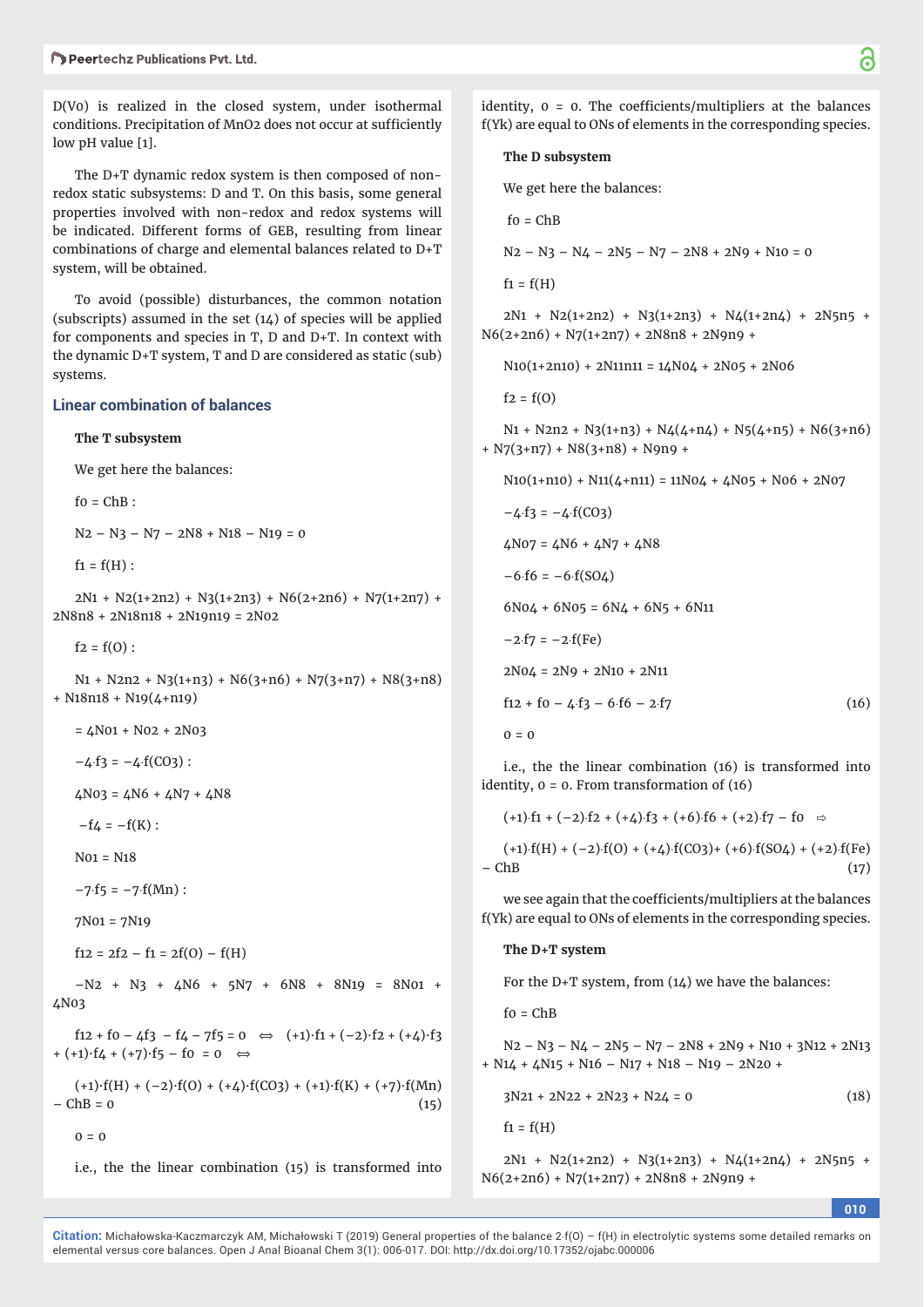D(V0) is realized in the closed system, under isothermal conditions. Precipitation of $MnO_2$ does not occur at sufficiently low pH value [1].

The D+T dynamic redox system is then composed of non-redox static subsystems: D and T. On this basis, some general properties involved with non-redox and redox systems will be indicated. Different forms of GEB, resulting from linear combinations of charge and elemental balances related to D+T system, will be obtained.

To avoid (possible) disturbances, the common notation (subscripts) assumed in the set (14) of species will be applied for components and species in T, D and D+T. In context with the dynamic D+T system, T and D are considered as static (sub) systems.

## Linear combination of balances

**The T subsystem**

We get here the balances:

$f_0$ = ChB :

$$N_2 - N_3 - N_7 - 2N_8 + N_{18} - N_{19} = 0$$

$f_1$ = f(H) :

$$2N_1 + N_2(1+2n_2) + N_3(1+2n_3) + N_6(2+2n_6) + N_7(1+2n_7) + 2N_8n_8 + 2N_{18}n_{18} + 2N_{19}n_{19} = 2N_{02}$$

$f_2$ = f(O) :

$$N_1 + N_2n_2 + N_3(1+n_3) + N_6(3+n_6) + N_7(3+n_7) + N_8(3+n_8) + N_{18}n_{18} + N_{19}(4+n_{19})$$

$$= 4N_{01} + N_{02} + 2N_{03}$$

$-4 \cdot f_3 = -4 \cdot f(CO_3)$ :

$$4N_{03} = 4N_6 + 4N_7 + 4N_8$$

$-f_4 = -f(K)$ :

$$N_{01} = N_{18}$$

$-7 \cdot f_5 = -7 \cdot f(Mn)$ :

$$7N_{01} = 7N_{19}$$

$$f_{12} = 2f_2 - f_1 = 2f(O) - f(H)$$

$$-N_2 + N_3 + 4N_6 + 5N_7 + 6N_8 + 8N_{19} = 8N_{01} + 4N_{03}$$

$$f_{12} + f_0 - 4f_3 - f_4 - 7f_5 = 0 \quad \Leftrightarrow \quad (+1) \cdot f_1 + (-2) \cdot f_2 + (+4) \cdot f_3 + (+1) \cdot f_4 + (+7) \cdot f_5 - f_0 = 0 \quad \Leftrightarrow$$

$$(+1) \cdot f(H) + (-2) \cdot f(O) + (+4) \cdot f(CO_3) + (+1) \cdot f(K) + (+7) \cdot f(Mn) - ChB = 0 \tag{15}$$

$$0 = 0$$

i.e., the the linear combination (15) is transformed into identity, 0 = 0. The coefficients/multipliers at the balances $f(Y_k)$ are equal to ONs of elements in the corresponding species.

**The D subsystem**

We get here the balances:

$f_0$ = ChB

$$N_2 - N_3 - N_4 - 2N_5 - N_7 - 2N_8 + 2N_9 + N_{10} = 0$$

$f_1$ = f(H)

$$2N_1 + N_2(1+2n_2) + N_3(1+2n_3) + N_4(1+2n_4) + 2N_5n_5 + N_6(2+2n_6) + N_7(1+2n_7) + 2N_8n_8 + 2N_9n_9 + N_{10}(1+2n_{10}) + 2N_{11}n_{11} = 14N_{04} + 2N_{05} + 2N_{06}$$

$f_2$ = f(O)

$$N_1 + N_2n_2 + N_3(1+n_3) + N_4(4+n_4) + N_5(4+n_5) + N_6(3+n_6) + N_7(3+n_7) + N_8(3+n_8) + N_9n_9 + N_{10}(1+n_{10}) + N_{11}(4+n_{11}) = 11N_{04} + 4N_{05} + N_{06} + 2N_{07}$$

$-4 \cdot f_3 = -4 \cdot f(CO_3)$

$$4N_{07} = 4N_6 + 4N_7 + 4N_8$$

$-6 \cdot f_6 = -6 \cdot f(SO_4)$

$$6N_{04} + 6N_{05} = 6N_4 + 6N_5 + 6N_{11}$$

$-2 \cdot f_7 = -2 \cdot f(Fe)$

$$2N_{04} = 2N_9 + 2N_{10} + 2N_{11}$$

$$f_{12} + f_0 - 4 \cdot f_3 - 6 \cdot f_6 - 2 \cdot f_7 \tag{16}$$

$$0 = 0$$

i.e., the the linear combination (16) is transformed into identity, 0 = 0. From transformation of (16)

$$(+1) \cdot f_1 + (-2) \cdot f_2 + (+4) \cdot f_3 + (+6) \cdot f_6 + (+2) \cdot f_7 - f_0 \quad \Rightarrow$$

$$(+1) \cdot f(H) + (-2) \cdot f(O) + (+4) \cdot f(CO_3) + (+6) \cdot f(SO_4) + (+2) \cdot f(Fe) - ChB \tag{17}$$

we see again that the coefficients/multipliers at the balances $f(Y_k)$ are equal to ONs of elements in the corresponding species.

**The D+T system**

For the D+T system, from (14) we have the balances:

$f_0$ = ChB

$$N_2 - N_3 - N_4 - 2N_5 - N_7 - 2N_8 + 2N_9 + N_{10} + 3N_{12} + 2N_{13} + N_{14} + 4N_{15} + N_{16} - N_{17} + N_{18} - N_{19} - 2N_{20} + 3N_{21} + 2N_{22} + 2N_{23} + N_{24} = 0 \tag{18}$$

$f_1$ = f(H)

$$2N_1 + N_2(1+2n_2) + N_3(1+2n_3) + N_4(1+2n_4) + 2N_5n_5 + N_6(2+2n_6) + N_7(1+2n_7) + 2N_8n_8 + 2N_9n_9 +$$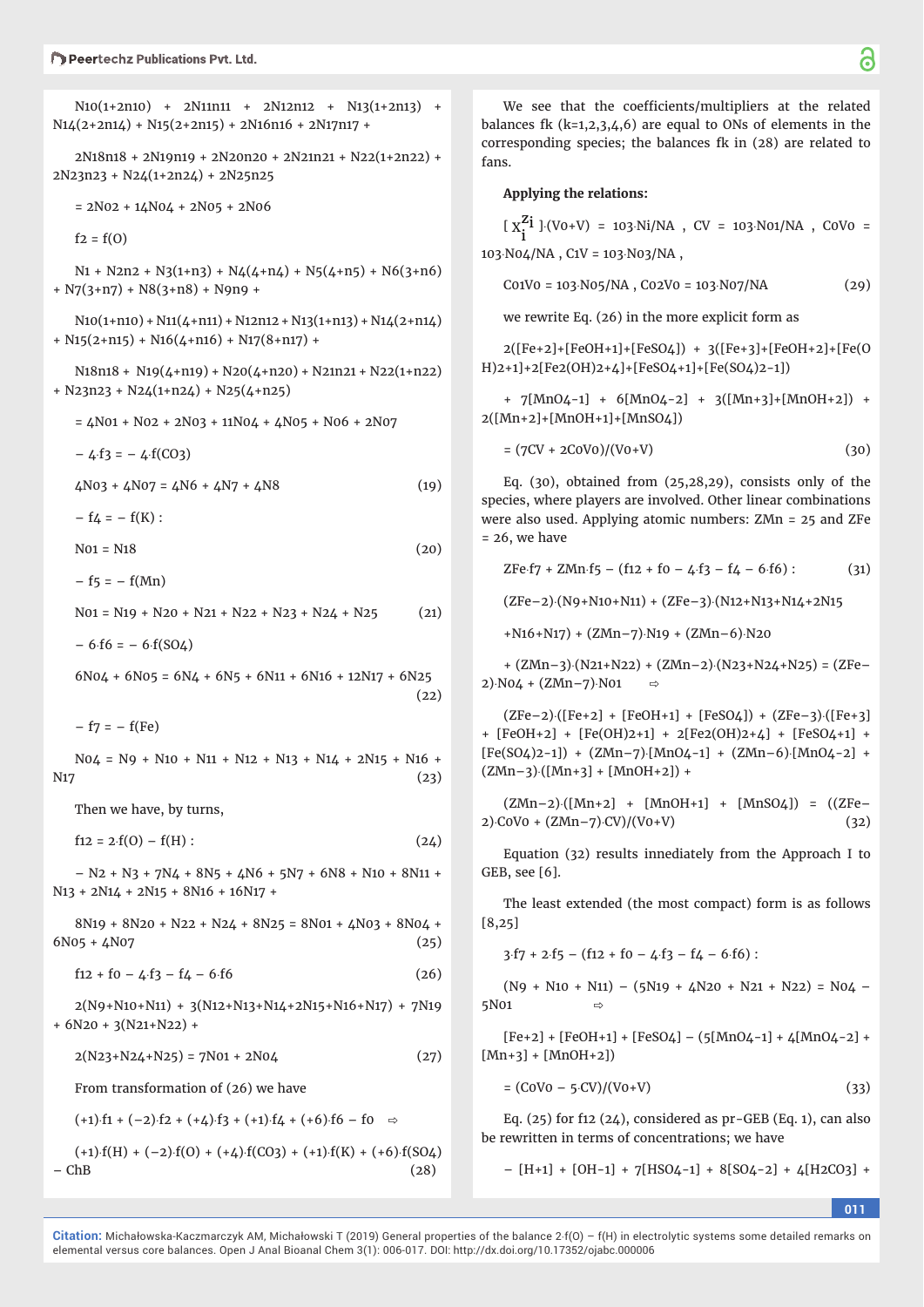$N_{10}(1+2n_{10}) + 2N_{11}n_{11} + 2N_{12}n_{12} + N_{13}(1+2n_{13}) + N_{14}(2+2n_{14}) + N_{15}(2+2n_{15}) + 2N_{16}n_{16} + 2N_{17}n_{17} +$

$2N_{18}n_{18} + 2N_{19}n_{19} + 2N_{20}n_{20} + 2N_{21}n_{21} + N_{22}(1+2n_{22}) + 2N_{23}n_{23} + N_{24}(1+2n_{24}) + 2N_{25}n_{25}$

$= 2N_{02} + 14N_{04} + 2N_{05} + 2N_{06}$

$f_2 = f(O)$

$N_1 + N_2n_2 + N_3(1+n_3) + N_4(4+n_4) + N_5(4+n_5) + N_6(3+n_6) + N_7(3+n_7) + N_8(3+n_8) + N_9n_9 +$

$N_{10}(1+n_{10}) + N_{11}(4+n_{11}) + N_{12}n_{12} + N_{13}(1+n_{13}) + N_{14}(2+n_{14}) + N_{15}(2+n_{15}) + N_{16}(4+n_{16}) + N_{17}(8+n_{17}) +$

$N_{18}n_{18} + N_{19}(4+n_{19}) + N_{20}(4+n_{20}) + N_{21}n_{21} + N_{22}(1+n_{22}) + N_{23}n_{23} + N_{24}(1+n_{24}) + N_{25}(4+n_{25})$

$= 4N_{01} + N_{02} + 2N_{03} + 11N_{04} + 4N_{05} + N_{06} + 2N_{07}$

$-4\cdot f_3 = -4\cdot f(CO_3)$

$$4N_{03} + 4N_{07} = 4N_6 + 4N_7 + 4N_8 \quad (19)$$

$-f_4 = -f(K)$ :

$$N_{01} = N_{18} \quad (20)$$

$-f_5 = -f(Mn)$

$$N_{01} = N_{19} + N_{20} + N_{21} + N_{22} + N_{23} + N_{24} + N_{25} \quad (21)$$

$-6\cdot f_6 = -6\cdot f(SO_4)$

$$6N_{04} + 6N_{05} = 6N_4 + 6N_5 + 6N_{11} + 6N_{16} + 12N_{17} + 6N_{25} \quad (22)$$

$-f_7 = -f(Fe)$

$$N_{04} = N_9 + N_{10} + N_{11} + N_{12} + N_{13} + N_{14} + 2N_{15} + N_{16} + N_{17} \quad (23)$$

Then we have, by turns,

$$f_{12} = 2\cdot f(O) - f(H) : \quad (24)$$

$-N_2 + N_3 + 7N_4 + 8N_5 + 4N_6 + 5N_7 + 6N_8 + N_{10} + 8N_{11} + N_{13} + 2N_{14} + 2N_{15} + 8N_{16} + 16N_{17} +$

$$8N_{19} + 8N_{20} + N_{22} + N_{24} + 8N_{25} = 8N_{01} + 4N_{03} + 8N_{04} + 6N_{05} + 4N_{07} \quad (25)$$

$$f_{12} + f_0 - 4\cdot f_3 - f_4 - 6\cdot f_6 \quad (26)$$

$2(N_9+N_{10}+N_{11}) + 3(N_{12}+N_{13}+N_{14}+2N_{15}+N_{16}+N_{17}) + 7N_{19} + 6N_{20} + 3(N_{21}+N_{22}) +$

$$2(N_{23}+N_{24}+N_{25}) = 7N_{01} + 2N_{04} \quad (27)$$

From transformation of (26) we have

$(+1)\cdot f_1 + (-2)\cdot f_2 + (+4)\cdot f_3 + (+1)\cdot f_4 + (+6)\cdot f_6 - f_0 \quad \Rightarrow$

$$(+1)\cdot f(H) + (-2)\cdot f(O) + (+4)\cdot f(CO_3) + (+1)\cdot f(K) + (+6)\cdot f(SO_4) - ChB \quad (28)$$

We see that the coefficients/multipliers at the related balances fk (k=1,2,3,4,6) are equal to ONs of elements in the corresponding species; the balances fk in (28) are related to fans.

**Applying the relations:**

$[X_i^{z_i}]\cdot(V_0+V) = 10^3\cdot N_i/N_A$ , $CV = 10^3\cdot N_{01}/N_A$ , $C_0V_0 = 10^3\cdot N_{04}/N_A$ , $C_1V = 10^3\cdot N_{03}/N_A$ ,

$$C_{01}V_0 = 10^3\cdot N_{05}/N_A \text{ , } C_{02}V_0 = 10^3\cdot N_{07}/N_A \quad (29)$$

we rewrite Eq. (26) in the more explicit form as

$2([Fe^{+2}]+[FeOH^{+1}]+[FeSO_4]) + 3([Fe^{+3}]+[FeOH^{+2}]+[Fe(OH)_2^{+1}]+2[Fe_2(OH)_2^{+4}]+[FeSO_4^{+1}]+[Fe(SO_4)_2^{-1}])$

$+ 7[MnO_4^{-1}] + 6[MnO_4^{-2}] + 3([Mn^{+3}]+[MnOH^{+2}]) + 2([Mn^{+2}]+[MnOH^{+1}]+[MnSO_4])$

$$= (7CV + 2C_0V_0)/(V_0+V) \quad (30)$$

Eq. (30), obtained from (25,28,29), consists only of the species, where players are involved. Other linear combinations were also used. Applying atomic numbers: $Z_{Mn} = 25$ and $Z_{Fe} = 26$, we have

$$Z_{Fe}\cdot f_7 + Z_{Mn}\cdot f_5 - (f_{12} + f_0 - 4\cdot f_3 - f_4 - 6\cdot f_6) : \quad (31)$$

$(Z_{Fe}-2)\cdot(N_9+N_{10}+N_{11}) + (Z_{Fe}-3)\cdot(N_{12}+N_{13}+N_{14}+2N_{15}$

$+N_{16}+N_{17}) + (Z_{Mn}-7)\cdot N_{19} + (Z_{Mn}-6)\cdot N_{20}$

$+ (Z_{Mn}-3)\cdot(N_{21}+N_{22}) + (Z_{Mn}-2)\cdot(N_{23}+N_{24}+N_{25}) = (Z_{Fe}-2)\cdot N_{04} + (Z_{Mn}-7)\cdot N_{01} \quad \Rightarrow$

$(Z_{Fe}-2)\cdot([Fe^{+2}] + [FeOH^{+1}] + [FeSO_4]) + (Z_{Fe}-3)\cdot([Fe^{+3}] + [FeOH^{+2}] + [Fe(OH)_2^{+1}] + 2[Fe_2(OH)_2^{+4}] + [FeSO_4^{+1}] + [Fe(SO_4)_2^{-1}]) + (Z_{Mn}-7)\cdot[MnO_4^{-1}] + (Z_{Mn}-6)\cdot[MnO_4^{-2}] + (Z_{Mn}-3)\cdot([Mn^{+3}] + [MnOH^{+2}]) +$

$$(Z_{Mn}-2)\cdot([Mn^{+2}] + [MnOH^{+1}] + [MnSO_4]) = ((Z_{Fe}-2)\cdot C_0V_0 + (Z_{Mn}-7)\cdot CV)/(V_0+V) \quad (32)$$

Equation (32) results innediately from the Approach I to GEB, see [6].

The least extended (the most compact) form is as follows [8,25]

$3\cdot f_7 + 2\cdot f_5 - (f_{12} + f_0 - 4\cdot f_3 - f_4 - 6\cdot f_6)$ :

$(N_9 + N_{10} + N_{11}) - (5N_{19} + 4N_{20} + N_{21} + N_{22}) = N_{04} - 5N_{01} \quad \Rightarrow$

$[Fe^{+2}] + [FeOH^{+1}] + [FeSO_4] - (5[MnO_4^{-1}] + 4[MnO_4^{-2}] + [Mn^{+3}] + [MnOH^{+2}])$

$$= (C_0V_0 - 5\cdot CV)/(V_0+V) \quad (33)$$

Eq. (25) for $f_{12}$ (24), considered as pr-GEB (Eq. 1), can also be rewritten in terms of concentrations; we have

$-[H^{+1}] + [OH^{-1}] + 7[HSO_4^{-1}] + 8[SO_4^{-2}] + 4[H_2CO_3] +$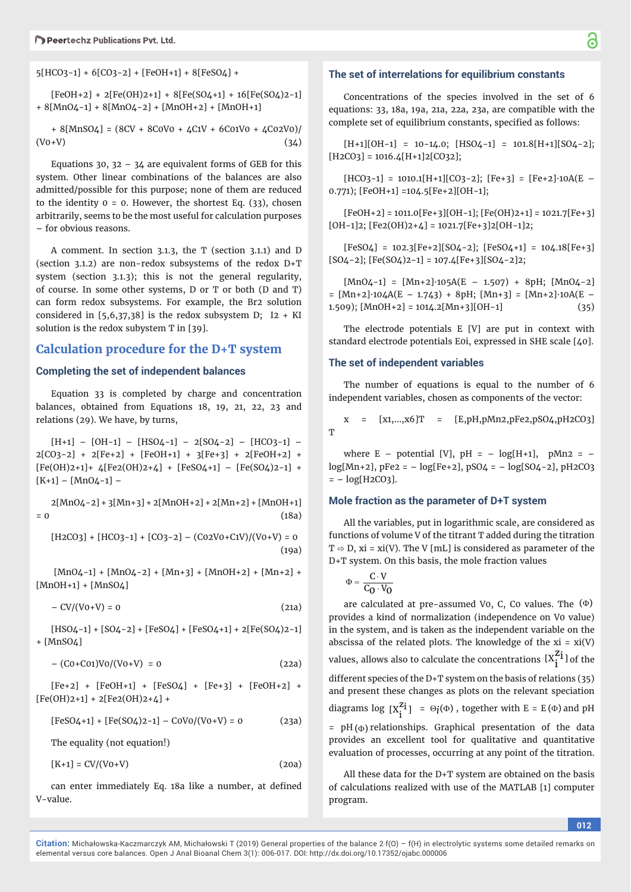$$5[HCO_3^{-1}] + 6[CO_3^{-2}] + [FeOH^{+1}] + 8[FeSO_4] +$$

$$[FeOH^{+2}] + 2[Fe(OH)_2^{+1}] + 8[Fe(SO_4^{+1}] + 16[Fe(SO_4)_2^{-1}] + 8[MnO_4^{-1}] + 8[MnO_4^{-2}] + [MnOH^{+2}] + [MnOH^{+1}]$$

$$+ 8[MnSO_4] = (8CV + 8C_0V_0 + 4C_1V + 6C_{01}V_0 + 4C_{02}V_0)/(V_0+V) \quad (34)$$

Equations 30, 32 – 34 are equivalent forms of GEB for this system. Other linear combinations of the balances are also admitted/possible for this purpose; none of them are reduced to the identity 0 = 0. However, the shortest Eq. (33), chosen arbitrarily, seems to be the most useful for calculation purposes – for obvious reasons.

A comment. In section 3.1.3, the T (section 3.1.1) and D (section 3.1.2) are non-redox subsystems of the redox D+T system (section 3.1.3); this is not the general regularity, of course. In some other systems, D or T or both (D and T) can form redox subsystems. For example, the $Br_2$ solution considered in [5,6,37,38] is the redox subsystem D; $I_2$ + KI solution is the redox subystem T in [39].

## Calculation procedure for the D+T system

### Completing the set of independent balances

Equation 33 is completed by charge and concentration balances, obtained from Equations 18, 19, 21, 22, 23 and relations (29). We have, by turns,

$$[H^{+1}] - [OH^{-1}] - [HSO_4^{-1}] - 2[SO_4^{-2}] - [HCO_3^{-1}] - 2[CO_3^{-2}] + 2[Fe^{+2}] + [FeOH^{+1}] + 3[Fe^{+3}] + 2[FeOH^{+2}] + [Fe(OH)_2^{+1}] + 4[Fe_2(OH)_2^{+4}] + [FeSO_4^{+1}] - [Fe(SO_4)_2^{-1}] + [K^{+1}] - [MnO_4^{-1}] -$$

$$2[MnO_4^{-2}] + 3[Mn^{+3}] + 2[MnOH^{+2}] + 2[Mn^{+2}] + [MnOH^{+1}] = 0 \quad (18a)$$

$$[H_2CO_3] + [HCO_3^{-1}] + [CO_3^{-2}] - (C_{02}V_0+C_1V)/(V_0+V) = 0 \quad (19a)$$

$$[MnO_4^{-1}] + [MnO_4^{-2}] + [Mn^{+3}] + [MnOH^{+2}] + [Mn^{+2}] + [MnOH^{+1}] + [MnSO_4]$$

$$- CV/(V_0+V) = 0 \quad (21a)$$

$$[HSO_4^{-1}] + [SO_4^{-2}] + [FeSO_4] + [FeSO_4^{+1}] + 2[Fe(SO_4)_2^{-1}] + [MnSO_4]$$

$$- (C_0+C_{01})V_0/(V_0+V) = 0 \quad (22a)$$

$$[Fe^{+2}] + [FeOH^{+1}] + [FeSO_4] + [Fe^{+3}] + [FeOH^{+2}] + [Fe(OH)_2^{+1}] + 2[Fe_2(OH)_2^{+4}] +$$

$$[FeSO_4^{+1}] + [Fe(SO_4)_2^{-1}] - C_0V_0/(V_0+V) = 0 \quad (23a)$$

The equality (not equation!)

$$[K^{+1}] = CV/(V_0+V) \quad (20a)$$

can enter immediately Eq. 18a like a number, at defined V-value.

### The set of interrelations for equilibrium constants

Concentrations of the species involved in the set of 6 equations: 33, 18a, 19a, 21a, 22a, 23a, are compatible with the complete set of equilibrium constants, specified as follows:

$[H^{+1}][OH^{-1}] = 10^{-14.0}$; $[HSO_4^{-1}] = 10^{1.8}[H^{+1}][SO_4^{-2}]$; $[H_2CO_3] = 10^{16.4}[H^{+1}]^2[CO_3^{2}]$;

$[HCO_3^{-1}] = 10^{10.1}[H^{+1}][CO_3^{-2}]$; $[Fe^{+3}] = [Fe^{+2}]\cdot 10^{A(E - 0.771)}$; $[FeOH^{+1}] = 10^{4.5}[Fe^{+2}][OH^{-1}]$;

$[FeOH^{+2}] = 10^{11.0}[Fe^{+3}][OH^{-1}]$; $[Fe(OH)_2^{+1}] = 10^{21.7}[Fe^{+3}][OH^{-1}]^2$; $[Fe_2(OH)_2^{+4}] = 10^{21.7}[Fe^{+3}]^2[OH^{-1}]^2$;

$[FeSO_4] = 10^{2.3}[Fe^{+2}][SO_4^{-2}]$; $[FeSO_4^{+1}] = 10^{4.18}[Fe^{+3}][SO_4^{-2}]$; $[Fe(SO_4)_2^{-1}] = 10^{7.4}[Fe^{+3}][SO_4^{-2}]^2$;

$[MnO_4^{-1}] = [Mn^{+2}]\cdot 10^{5A(E - 1.507) + 8pH}$; $[MnO_4^{-2}] = [Mn^{+2}]\cdot 10^{4A(E - 1.743) + 8pH}$; $[Mn^{+3}] = [Mn^{+2}]\cdot 10^{A(E - 1.509)}$; $[MnOH^{+2}] = 10^{14.2}[Mn^{+3}][OH^{-1}]$ (35)

The electrode potentials E [V] are put in context with standard electrode potentials $E_{0i}$, expressed in SHE scale [40].

### The set of independent variables

The number of equations is equal to the number of 6 independent variables, chosen as components of the vector:

$$x = [x_1,...,x_6]^T = [E, pH, pMn_2, pFe_2, pSO_4, pH_2CO_3]^T$$

where E – potential [V], pH = – log$[H^{+1}]$, $pMn_2$ = – log$[Mn^{+2}]$, $pFe_2$ = – log$[Fe^{+2}]$, $pSO_4$ = – log$[SO_4^{-2}]$, $pH_2CO_3$ = – log$[H_2CO_3]$.

### Mole fraction as the parameter of D+T system

All the variables, put in logarithmic scale, are considered as functions of volume V of the titrant T added during the titration T ⇨ D, $x_i = x_i(V)$. The V [mL] is considered as parameter of the D+T system. On this basis, the mole fraction values

$$\Phi = \frac{C \cdot V}{C_0 \cdot V_0}$$

are calculated at pre-assumed $V_0$, C, $C_0$ values. The ($\Phi$) provides a kind of normalization (independence on $V_0$ value) in the system, and is taken as the independent variable on the abscissa of the related plots. The knowledge of the $x_i = x_i(V)$ values, allows also to calculate the concentrations $[X_i^{z_i}]$ of the different species of the D+T system on the basis of relations (35) and present these changes as plots on the relevant speciation diagrams log $[X_i^{z_i}] = \Theta_i(\Phi)$, together with E = E($\Phi$) and pH = pH($\Phi$) relationships. Graphical presentation of the data provides an excellent tool for qualitative and quantitative evaluation of processes, occurring at any point of the titration.

All these data for the D+T system are obtained on the basis of calculations realized with use of the MATLAB [1] computer program.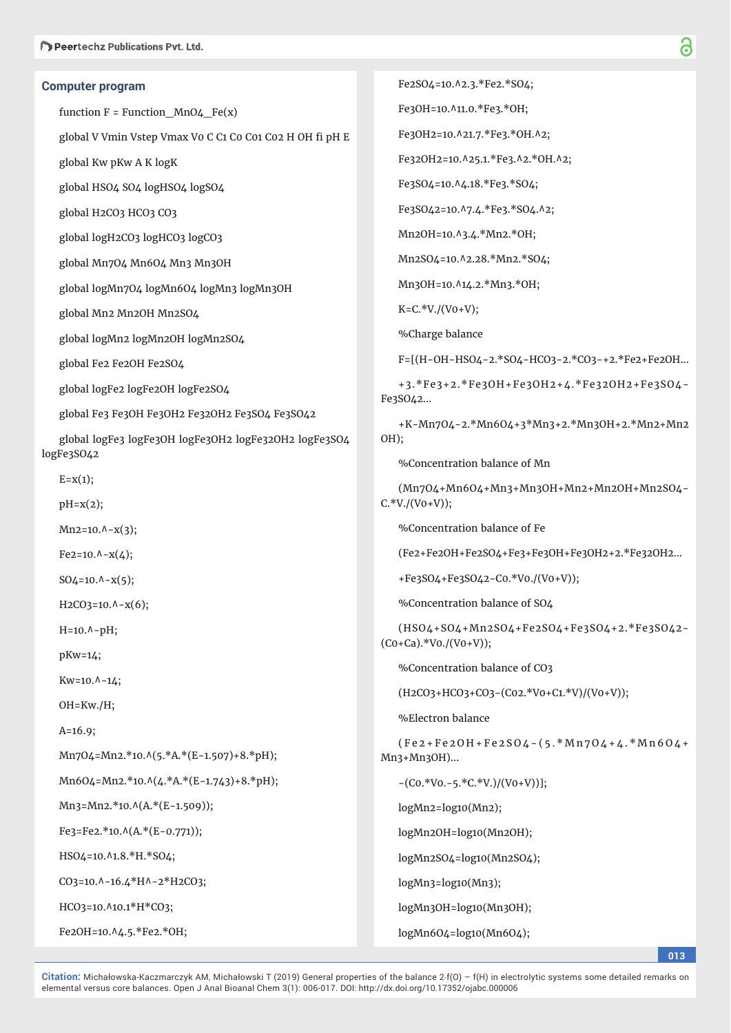### Computer program

```
function F = Function_MnO4_Fe(x)
global V Vmin Vstep Vmax V0 C C1 C0 C01 C02 H OH fi pH E
global Kw pKw A K logK
global HSO4 SO4 logHSO4 logSO4
global H2CO3 HCO3 CO3
global logH2CO3 logHCO3 logCO3
global Mn7O4 Mn6O4 Mn3 Mn3OH
global logMn7O4 logMn6O4 logMn3 logMn3OH
global Mn2 Mn2OH Mn2SO4
global logMn2 logMn2OH logMn2SO4
global Fe2 Fe2OH Fe2SO4
global logFe2 logFe2OH logFe2SO4
global Fe3 Fe3OH Fe3OH2 Fe32OH2 Fe3SO4 Fe3SO42
global logFe3 logFe3OH logFe3OH2 logFe32OH2 logFe3SO4 logFe3SO42
E=x(1);
pH=x(2);
Mn2=10.^-x(3);
Fe2=10.^-x(4);
SO4=10.^-x(5);
H2CO3=10.^-x(6);
H=10.^-pH;
pKw=14;
Kw=10.^-14;
OH=Kw./H;
A=16.9;
Mn7O4=Mn2.*10.^(5.*A.*(E-1.507)+8.*pH);
Mn6O4=Mn2.*10.^(4.*A.*(E-1.743)+8.*pH);
Mn3=Mn2.*10.^(A.*(E-1.509));
Fe3=Fe2.*10.^(A.*(E-0.771));
HSO4=10.^1.8.*H.*SO4;
CO3=10.^-16.4*H^-2*H2CO3;
HCO3=10.^10.1*H*CO3;
Fe2OH=10.^4.5.*Fe2.*OH;
Fe2SO4=10.^2.3.*Fe2.*SO4;
Fe3OH=10.^11.0.*Fe3.*OH;
Fe3OH2=10.^21.7.*Fe3.*OH.^2;
Fe32OH2=10.^25.1.*Fe3.^2.*OH.^2;
Fe3SO4=10.^4.18.*Fe3.*SO4;
Fe3SO42=10.^7.4.*Fe3.*SO4.^2;
Mn2OH=10.^3.4.*Mn2.*OH;
Mn2SO4=10.^2.28.*Mn2.*SO4;
Mn3OH=10.^14.2.*Mn3.*OH;
K=C.*V./(V0+V);
%Charge balance
F=[(H-OH-HSO4-2.*SO4-HCO3-2.*CO3-+2.*Fe2+Fe2OH...
+3.*Fe3+2.*Fe3OH+Fe3OH2+4.*Fe32OH2+Fe3SO4-Fe3SO42...
+K-Mn7O4-2.*Mn6O4+3*Mn3+2.*Mn3OH+2.*Mn2+Mn2OH);
%Concentration balance of Mn
(Mn7O4+Mn6O4+Mn3+Mn3OH+Mn2+Mn2OH+Mn2SO4-C.*V./(V0+V));
%Concentration balance of Fe
(Fe2+Fe2OH+Fe2SO4+Fe3+Fe3OH+Fe3OH2+2.*Fe32OH2...
+Fe3SO4+Fe3SO42-C0.*V0./(V0+V));
%Concentration balance of SO4
(HSO4+SO4+Mn2SO4+Fe2SO4+Fe3SO4+2.*Fe3SO42-(C0+Ca).*V0./(V0+V));
%Concentration balance of CO3
(H2CO3+HCO3+CO3-(C02.*V0+C1.*V)/(V0+V));
%Electron balance
(Fe2+Fe2OH+Fe2SO4-(5.*Mn7O4+4.*Mn6O4+Mn3+Mn3OH)...
-(C0.*V0.-5.*C.*V.)/(V0+V))];
logMn2=log10(Mn2);
logMn2OH=log10(Mn2OH);
logMn2SO4=log10(Mn2SO4);
logMn3=log10(Mn3);
logMn3OH=log10(Mn3OH);
logMn6O4=log10(Mn6O4);
```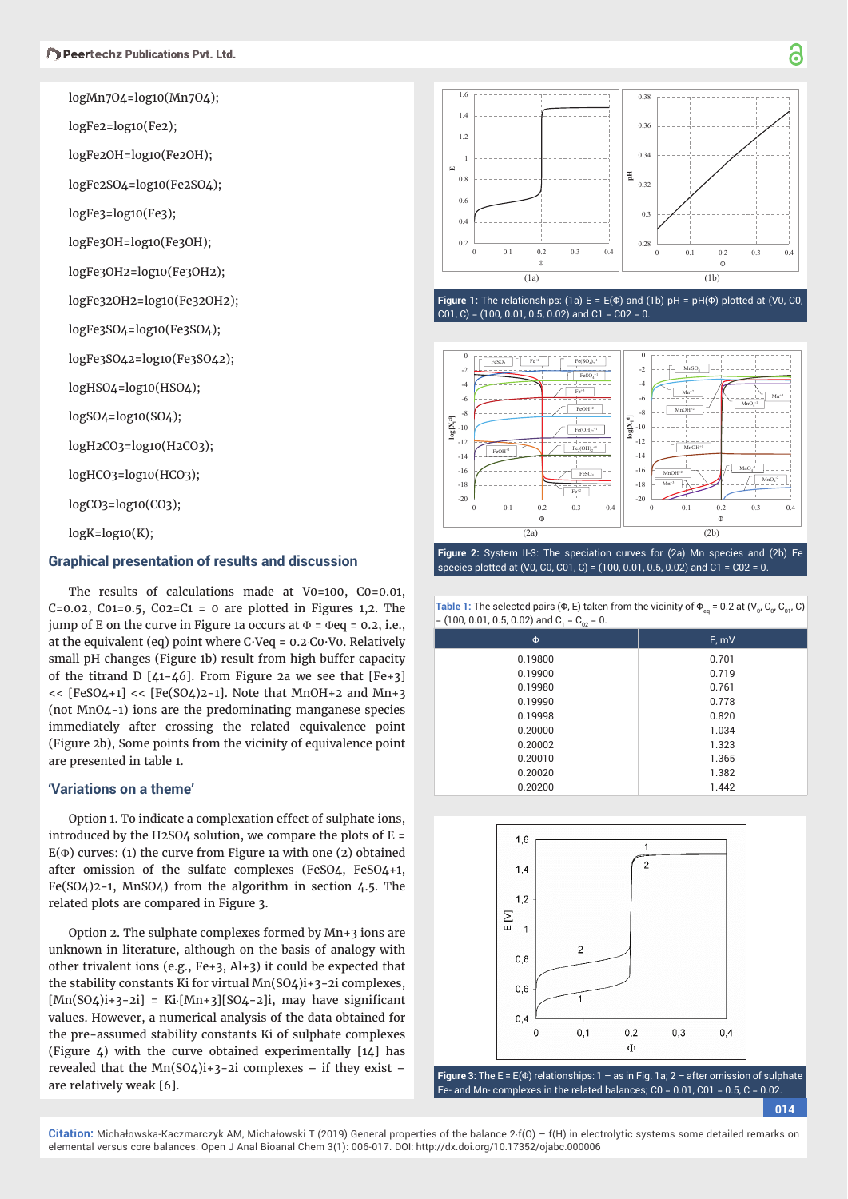logMn7O4=log10(Mn7O4);

logFe2=log10(Fe2);

logFe2OH=log10(Fe2OH);

logFe2SO4=log10(Fe2SO4);

logFe3=log10(Fe3);

logFe3OH=log10(Fe3OH);

logFe3OH2=log10(Fe3OH2);

logFe32OH2=log10(Fe32OH2);

logFe3SO4=log10(Fe3SO4);

logFe3SO42=log10(Fe3SO42);

logHSO4=log10(HSO4);

logSO4=log10(SO4);

logH2CO3=log10(H2CO3);

logHCO3=log10(HCO3);

logCO3=log10(CO3);

logK=log10(K);

## Graphical presentation of results and discussion

The results of calculations made at V0=100, C0=0.01, C=0.02, C01=0.5, C02=C1 = 0 are plotted in Figures 1,2. The jump of E on the curve in Figure 1a occurs at $\Phi = \Phi eq = 0.2$, i.e., at the equivalent (eq) point where $C{\cdot}Veq = 0.2{\cdot}C0{\cdot}V0$. Relatively small pH changes (Figure 1b) result from high buffer capacity of the titrand D [41-46]. From Figure 2a we see that [Fe+3] << [FeSO4+1] << [Fe(SO4)2-1]. Note that MnOH+2 and Mn+3 (not MnO4-1) ions are the predominating manganese species immediately after crossing the related equivalence point (Figure 2b), Some points from the vicinity of equivalence point are presented in table 1.

**Figure 1:** The relationships: (1a) E = E(Φ) and (1b) pH = pH(Φ) plotted at (V0, C0, C01, C) = (100, 0.01, 0.5, 0.02) and C1 = C02 = 0.

**Figure 2:** System II-3: The speciation curves for (2a) Mn species and (2b) Fe species plotted at (V0, C0, C01, C) = (100, 0.01, 0.5, 0.02) and C1 = C02 = 0.

**Table 1:** The selected pairs (Φ, E) taken from the vicinity of $\Phi_{eq}$ = 0.2 at ($V_0$, $C_0$, $C_{01}$, C) = (100, 0.01, 0.5, 0.02) and $C_1$ = $C_{02}$ = 0.

| Φ | E, mV |
|---|---|
| 0.19800 | 0.701 |
| 0.19900 | 0.719 |
| 0.19980 | 0.761 |
| 0.19990 | 0.778 |
| 0.19998 | 0.820 |
| 0.20000 | 1.034 |
| 0.20002 | 1.323 |
| 0.20010 | 1.365 |
| 0.20020 | 1.382 |
| 0.20200 | 1.442 |

## 'Variations on a theme'

Option 1. To indicate a complexation effect of sulphate ions, introduced by the H2SO4 solution, we compare the plots of E = E(Φ) curves: (1) the curve from Figure 1a with one (2) obtained after omission of the sulfate complexes (FeSO4, FeSO4+1, Fe(SO4)2-1, MnSO4) from the algorithm in section 4.5. The related plots are compared in Figure 3.

Option 2. The sulphate complexes formed by Mn+3 ions are unknown in literature, although on the basis of analogy with other trivalent ions (e.g., Fe+3, Al+3) it could be expected that the stability constants Ki for virtual Mn(SO4)i+3-2i complexes, [Mn(SO4)i+3-2i] = Ki·[Mn+3][SO4-2]i, may have significant values. However, a numerical analysis of the data obtained for the pre-assumed stability constants Ki of sulphate complexes (Figure 4) with the curve obtained experimentally [14] has revealed that the Mn(SO4)i+3-2i complexes – if they exist – are relatively weak [6].

**Figure 3:** The E = E(Φ) relationships: 1 – as in Fig. 1a; 2 – after omission of sulphate Fe- and Mn- complexes in the related balances; C0 = 0.01, C01 = 0.5, C = 0.02.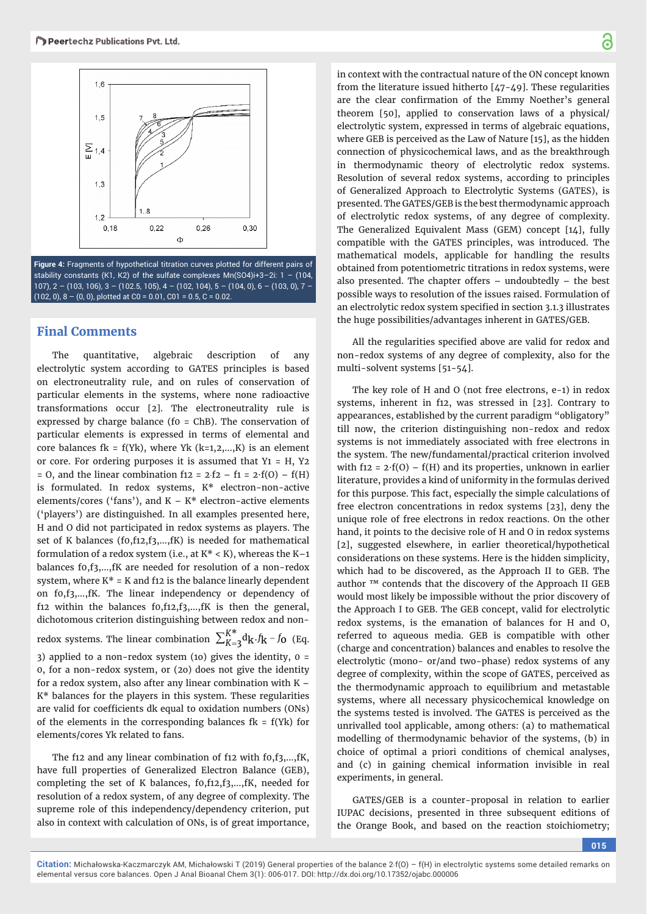Figure 4: Fragments of hypothetical titration curves plotted for different pairs of stability constants (K1, K2) of the sulfate complexes $Mn(SO_4)_i^{+3-2i}$: 1 – (104, 107), 2 – (103, 106), 3 – (102.5, 105), 4 – (102, 104), 5 – (104, 0), 6 – (103, 0), 7 – (102, 0), 8 – (0, 0), plotted at $C_0$ = 0.01, $C_{01}$ = 0.5, C = 0.02.

## Final Comments

The quantitative, algebraic description of any electrolytic system according to GATES principles is based on electroneutrality rule, and on rules of conservation of particular elements in the systems, where none radioactive transformations occur [2]. The electroneutrality rule is expressed by charge balance ($f_0$ = ChB). The conservation of particular elements is expressed in terms of elemental and core balances $f_k = f(Y_k)$, where $Y_k$ (k=1,2,...,K) is an element or core. For ordering purposes it is assumed that $Y_1$ = H, $Y_2$ = O, and the linear combination $f_{12} = 2 \cdot f_2 - f_1 = 2 \cdot f(O) - f(H)$ is formulated. In redox systems, K* electron-non-active elements/cores ('fans'), and K – K* electron-active elements ('players') are distinguished. In all examples presented here, H and O did not participated in redox systems as players. The set of K balances ($f_0,f_{12},f_3,...,f_K$) is needed for mathematical formulation of a redox system (i.e., at K* < K), whereas the K–1 balances $f_0,f_3,...,f_K$ are needed for resolution of a non-redox system, where K* = K and $f_{12}$ is the balance linearly dependent on $f_0,f_3,...,f_K$. The linear independency or dependency of $f_{12}$ within the balances $f_0,f_{12},f_3,...,f_K$ is then the general, dichotomous criterion distinguishing between redox and non-redox systems. The linear combination $\sum_{K=3}^{K^*} d_K \cdot f_K - f_0$ (Eq. 3) applied to a non-redox system (1o) gives the identity, 0 = 0, for a non-redox system, or (2o) does not give the identity for a redox system, also after any linear combination with K – K* balances for the players in this system. These regularities are valid for coefficients $d_k$ equal to oxidation numbers (ONs) of the elements in the corresponding balances $f_k = f(Y_k)$ for elements/cores $Y_k$ related to fans.

The $f_{12}$ and any linear combination of $f_{12}$ with $f_0,f_3,...,f_K$, have full properties of Generalized Electron Balance (GEB), completing the set of K balances, $f_0,f_{12},f_3,...,f_K$, needed for resolution of a redox system, of any degree of complexity. The supreme role of this independency/dependency criterion, put also in context with calculation of ONs, is of great importance, in context with the contractual nature of the ON concept known from the literature issued hitherto [47-49]. These regularities are the clear confirmation of the Emmy Noether's general theorem [50], applied to conservation laws of a physical/electrolytic system, expressed in terms of algebraic equations, where GEB is perceived as the Law of Nature [15], as the hidden connection of physicochemical laws, and as the breakthrough in thermodynamic theory of electrolytic redox systems. Resolution of several redox systems, according to principles of Generalized Approach to Electrolytic Systems (GATES), is presented. The GATES/GEB is the best thermodynamic approach of electrolytic redox systems, of any degree of complexity. The Generalized Equivalent Mass (GEM) concept [14], fully compatible with the GATES principles, was introduced. The mathematical models, applicable for handling the results obtained from potentiometric titrations in redox systems, were also presented. The chapter offers – undoubtedly – the best possible ways to resolution of the issues raised. Formulation of an electrolytic redox system specified in section 3.1.3 illustrates the huge possibilities/advantages inherent in GATES/GEB.

All the regularities specified above are valid for redox and non-redox systems of any degree of complexity, also for the multi-solvent systems [51-54].

The key role of H and O (not free electrons, $e^{-1}$) in redox systems, inherent in $f_{12}$, was stressed in [23]. Contrary to appearances, established by the current paradigm "obligatory" till now, the criterion distinguishing non-redox and redox systems is not immediately associated with free electrons in the system. The new/fundamental/practical criterion involved with $f_{12} = 2 \cdot f(O) - f(H)$ and its properties, unknown in earlier literature, provides a kind of uniformity in the formulas derived for this purpose. This fact, especially the simple calculations of free electron concentrations in redox systems [23], deny the unique role of free electrons in redox reactions. On the other hand, it points to the decisive role of H and O in redox systems [2], suggested elsewhere, in earlier theoretical/hypothetical considerations on these systems. Here is the hidden simplicity, which had to be discovered, as the Approach II to GEB. The author ™ contends that the discovery of the Approach II GEB would most likely be impossible without the prior discovery of the Approach I to GEB. The GEB concept, valid for electrolytic redox systems, is the emanation of balances for H and O, referred to aqueous media. GEB is compatible with other (charge and concentration) balances and enables to resolve the electrolytic (mono- or/and two-phase) redox systems of any degree of complexity, within the scope of GATES, perceived as the thermodynamic approach to equilibrium and metastable systems, where all necessary physicochemical knowledge on the systems tested is involved. The GATES is perceived as the unrivalled tool applicable, among others: (a) to mathematical modelling of thermodynamic behavior of the systems, (b) in choice of optimal a priori conditions of chemical analyses, and (c) in gaining chemical information invisible in real experiments, in general.

GATES/GEB is a counter-proposal in relation to earlier IUPAC decisions, presented in three subsequent editions of the Orange Book, and based on the reaction stoichiometry;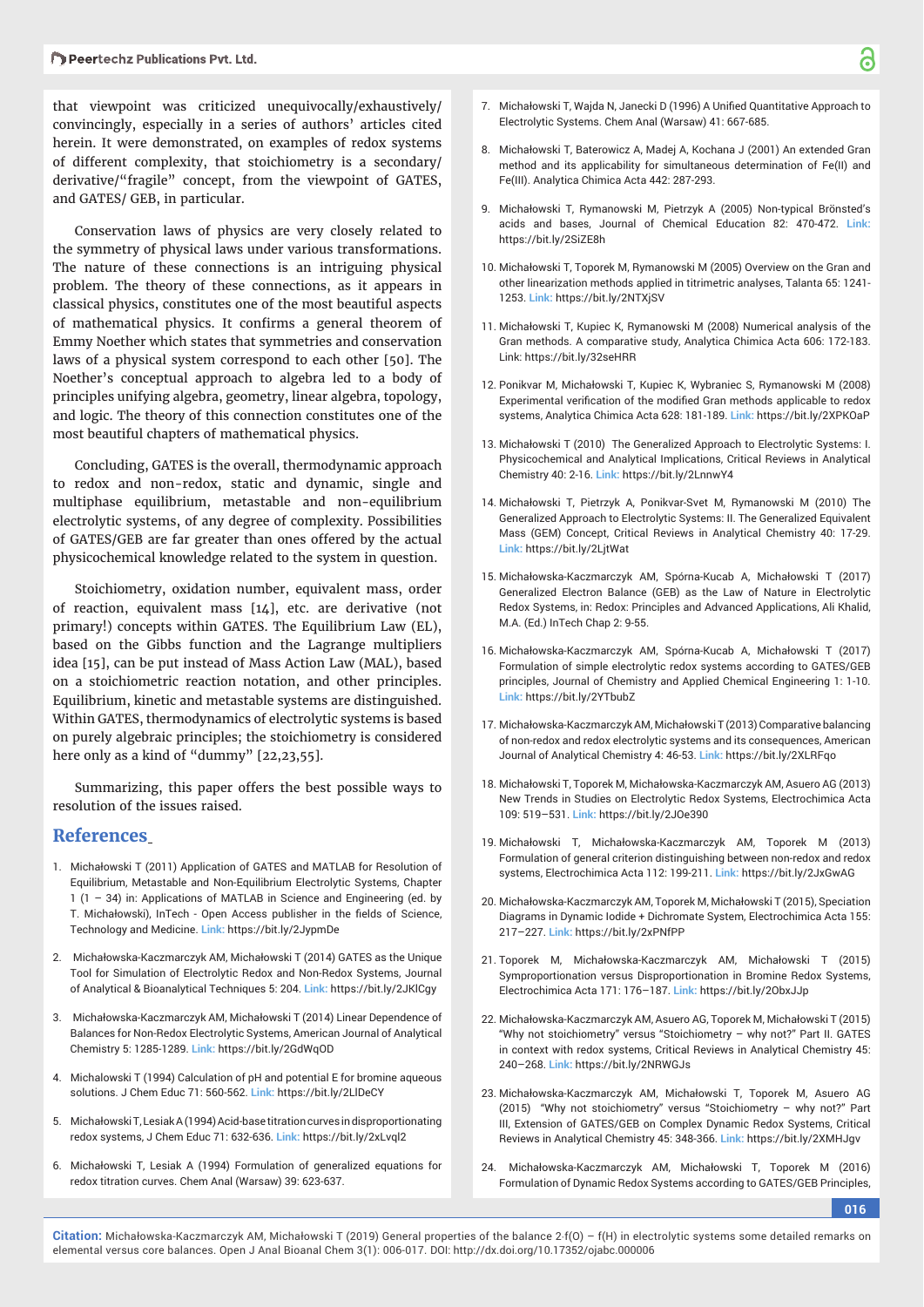that viewpoint was criticized unequivocally/exhaustively/convincingly, especially in a series of authors' articles cited herein. It were demonstrated, on examples of redox systems of different complexity, that stoichiometry is a secondary/derivative/"fragile" concept, from the viewpoint of GATES, and GATES/ GEB, in particular.

Conservation laws of physics are very closely related to the symmetry of physical laws under various transformations. The nature of these connections is an intriguing physical problem. The theory of these connections, as it appears in classical physics, constitutes one of the most beautiful aspects of mathematical physics. It confirms a general theorem of Emmy Noether which states that symmetries and conservation laws of a physical system correspond to each other [50]. The Noether's conceptual approach to algebra led to a body of principles unifying algebra, geometry, linear algebra, topology, and logic. The theory of this connection constitutes one of the most beautiful chapters of mathematical physics.

Concluding, GATES is the overall, thermodynamic approach to redox and non-redox, static and dynamic, single and multiphase equilibrium, metastable and non-equilibrium electrolytic systems, of any degree of complexity. Possibilities of GATES/GEB are far greater than ones offered by the actual physicochemical knowledge related to the system in question.

Stoichiometry, oxidation number, equivalent mass, order of reaction, equivalent mass [14], etc. are derivative (not primary!) concepts within GATES. The Equilibrium Law (EL), based on the Gibbs function and the Lagrange multipliers idea [15], can be put instead of Mass Action Law (MAL), based on a stoichiometric reaction notation, and other principles. Equilibrium, kinetic and metastable systems are distinguished. Within GATES, thermodynamics of electrolytic systems is based on purely algebraic principles; the stoichiometry is considered here only as a kind of "dummy" [22,23,55].

Summarizing, this paper offers the best possible ways to resolution of the issues raised.

## References

1. Michałowski T (2011) Application of GATES and MATLAB for Resolution of Equilibrium, Metastable and Non-Equilibrium Electrolytic Systems, Chapter 1 (1 – 34) in: Applications of MATLAB in Science and Engineering (ed. by T. Michałowski), InTech - Open Access publisher in the fields of Science, Technology and Medicine. Link: https://bit.ly/2JypmDe
2. Michałowska-Kaczmarczyk AM, Michałowski T (2014) GATES as the Unique Tool for Simulation of Electrolytic Redox and Non-Redox Systems, Journal of Analytical & Bioanalytical Techniques 5: 204. Link: https://bit.ly/2JKlCgy
3. Michałowska-Kaczmarczyk AM, Michałowski T (2014) Linear Dependence of Balances for Non-Redox Electrolytic Systems, American Journal of Analytical Chemistry 5: 1285-1289. Link: https://bit.ly/2GdWqOD
4. Michalowski T (1994) Calculation of pH and potential E for bromine aqueous solutions. J Chem Educ 71: 560-562. Link: https://bit.ly/2LlDeCY
5. Michałowski T, Lesiak A (1994) Acid-base titration curves in disproportionating redox systems, J Chem Educ 71: 632-636. Link: https://bit.ly/2xLvql2
6. Michałowski T, Lesiak A (1994) Formulation of generalized equations for redox titration curves. Chem Anal (Warsaw) 39: 623-637.
7. Michałowski T, Wajda N, Janecki D (1996) A Unified Quantitative Approach to Electrolytic Systems. Chem Anal (Warsaw) 41: 667-685.
8. Michałowski T, Baterowicz A, Madej A, Kochana J (2001) An extended Gran method and its applicability for simultaneous determination of Fe(II) and Fe(III). Analytica Chimica Acta 442: 287-293.
9. Michałowski T, Rymanowski M, Pietrzyk A (2005) Non-typical Brönsted's acids and bases, Journal of Chemical Education 82: 470-472. Link: https://bit.ly/2SiZE8h
10. Michałowski T, Toporek M, Rymanowski M (2005) Overview on the Gran and other linearization methods applied in titrimetric analyses, Talanta 65: 1241-1253. Link: https://bit.ly/2NTXjSV
11. Michałowski T, Kupiec K, Rymanowski M (2008) Numerical analysis of the Gran methods. A comparative study, Analytica Chimica Acta 606: 172-183. Link: https://bit.ly/32seHRR
12. Ponikvar M, Michałowski T, Kupiec K, Wybraniec S, Rymanowski M (2008) Experimental verification of the modified Gran methods applicable to redox systems, Analytica Chimica Acta 628: 181-189. Link: https://bit.ly/2XPKOaP
13. Michałowski T (2010) The Generalized Approach to Electrolytic Systems: I. Physicochemical and Analytical Implications, Critical Reviews in Analytical Chemistry 40: 2-16. Link: https://bit.ly/2LnnwY4
14. Michałowski T, Pietrzyk A, Ponikvar-Svet M, Rymanowski M (2010) The Generalized Approach to Electrolytic Systems: II. The Generalized Equivalent Mass (GEM) Concept, Critical Reviews in Analytical Chemistry 40: 17-29. Link: https://bit.ly/2LjtWat
15. Michałowska-Kaczmarczyk AM, Spórna-Kucab A, Michałowski T (2017) Generalized Electron Balance (GEB) as the Law of Nature in Electrolytic Redox Systems, in: Redox: Principles and Advanced Applications, Ali Khalid, M.A. (Ed.) InTech Chap 2: 9-55.
16. Michałowska-Kaczmarczyk AM, Spórna-Kucab A, Michałowski T (2017) Formulation of simple electrolytic redox systems according to GATES/GEB principles, Journal of Chemistry and Applied Chemical Engineering 1: 1-10. Link: https://bit.ly/2YTbubZ
17. Michałowska-Kaczmarczyk AM, Michałowski T (2013) Comparative balancing of non-redox and redox electrolytic systems and its consequences, American Journal of Analytical Chemistry 4: 46-53. Link: https://bit.ly/2XLRFqo
18. Michałowski T, Toporek M, Michałowska-Kaczmarczyk AM, Asuero AG (2013) New Trends in Studies on Electrolytic Redox Systems, Electrochimica Acta 109: 519–531. Link: https://bit.ly/2JOe390
19. Michałowski T, Michałowska-Kaczmarczyk AM, Toporek M (2013) Formulation of general criterion distinguishing between non-redox and redox systems, Electrochimica Acta 112: 199-211. Link: https://bit.ly/2JxGwAG
20. Michałowska-Kaczmarczyk AM, Toporek M, Michałowski T (2015), Speciation Diagrams in Dynamic Iodide + Dichromate System, Electrochimica Acta 155: 217–227. Link: https://bit.ly/2xPNfPP
21. Toporek M, Michałowska-Kaczmarczyk AM, Michałowski T (2015) Symproportionation versus Disproportionation in Bromine Redox Systems, Electrochimica Acta 171: 176–187. Link: https://bit.ly/2ObxJJp
22. Michałowska-Kaczmarczyk AM, Asuero AG, Toporek M, Michałowski T (2015) "Why not stoichiometry" versus "Stoichiometry – why not?" Part II. GATES in context with redox systems, Critical Reviews in Analytical Chemistry 45: 240–268. Link: https://bit.ly/2NRWGJs
23. Michałowska-Kaczmarczyk AM, Michałowski T, Toporek M, Asuero AG (2015) "Why not stoichiometry" versus "Stoichiometry – why not?" Part III, Extension of GATES/GEB on Complex Dynamic Redox Systems, Critical Reviews in Analytical Chemistry 45: 348-366. Link: https://bit.ly/2XMHJgv
24. Michałowska-Kaczmarczyk AM, Michałowski T, Toporek M (2016) Formulation of Dynamic Redox Systems according to GATES/GEB Principles,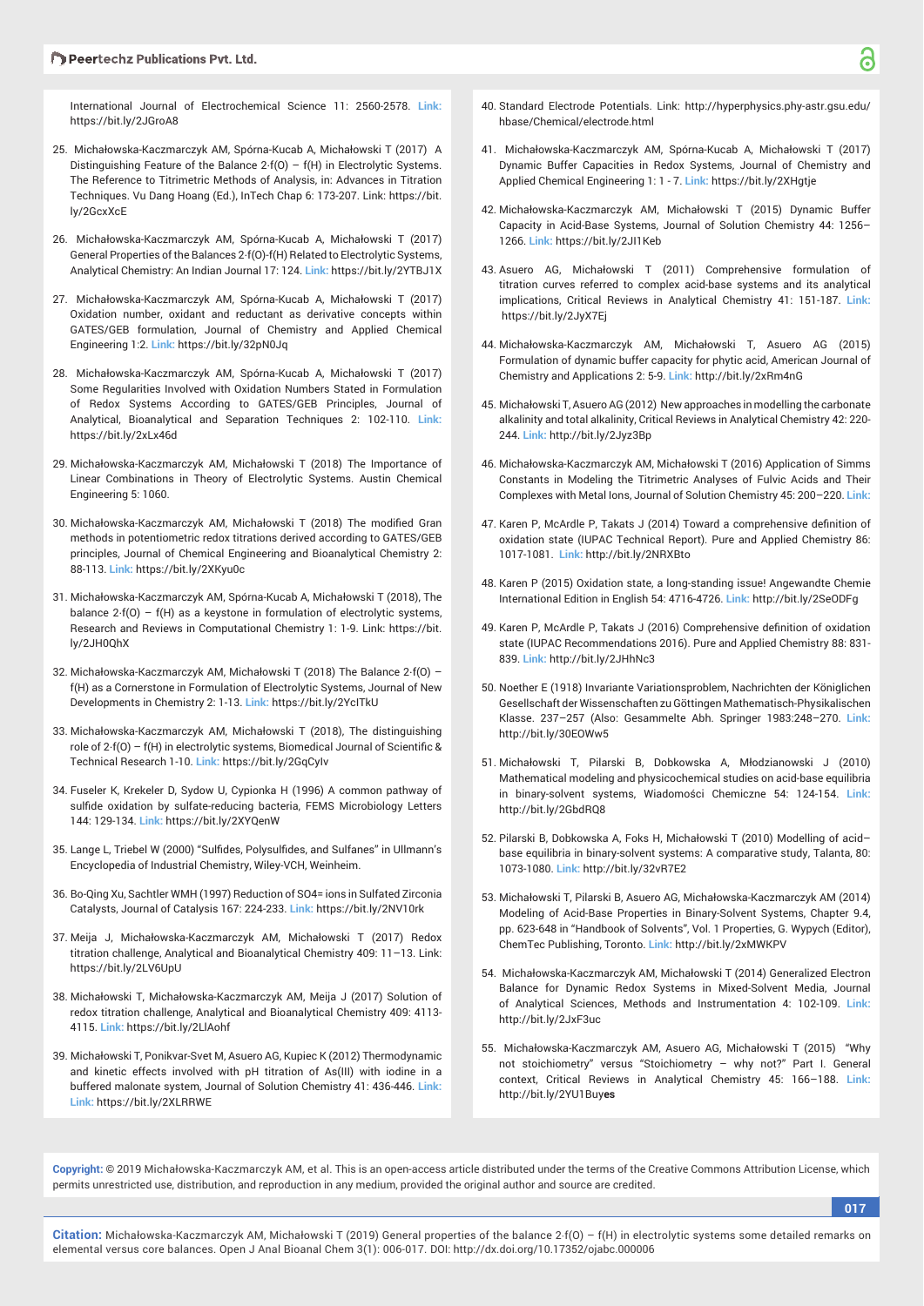International Journal of Electrochemical Science 11: 2560-2578. Link: https://bit.ly/2JGroA8

25. Michałowska-Kaczmarczyk AM, Spórna-Kucab A, Michałowski T (2017) A Distinguishing Feature of the Balance 2·f(O) – f(H) in Electrolytic Systems. The Reference to Titrimetric Methods of Analysis, in: Advances in Titration Techniques. Vu Dang Hoang (Ed.), InTech Chap 6: 173-207. Link: https://bit.ly/2GcxXcE

26. Michałowska-Kaczmarczyk AM, Spórna-Kucab A, Michałowski T (2017) General Properties of the Balances 2·f(O)-f(H) Related to Electrolytic Systems, Analytical Chemistry: An Indian Journal 17: 124. Link: https://bit.ly/2YTBJ1X

27. Michałowska-Kaczmarczyk AM, Spórna-Kucab A, Michałowski T (2017) Oxidation number, oxidant and reductant as derivative concepts within GATES/GEB formulation, Journal of Chemistry and Applied Chemical Engineering 1:2. Link: https://bit.ly/32pN0Jq

28. Michałowska-Kaczmarczyk AM, Spórna-Kucab A, Michałowski T (2017) Some Regularities Involved with Oxidation Numbers Stated in Formulation of Redox Systems According to GATES/GEB Principles, Journal of Analytical, Bioanalytical and Separation Techniques 2: 102-110. Link: https://bit.ly/2xLx46d

29. Michałowska-Kaczmarczyk AM, Michałowski T (2018) The Importance of Linear Combinations in Theory of Electrolytic Systems. Austin Chemical Engineering 5: 1060.

30. Michałowska-Kaczmarczyk AM, Michałowski T (2018) The modified Gran methods in potentiometric redox titrations devised according to GATES/GEB principles, Journal of Chemical Engineering and Bioanalytical Chemistry 2: 88-113. Link: https://bit.ly/2XKyu0c

31. Michałowska-Kaczmarczyk AM, Spórna-Kucab A, Michałowski T (2018), The balance 2·f(O) – f(H) as a keystone in formulation of electrolytic systems, Research and Reviews in Computational Chemistry 1: 1-9. Link: https://bit.ly/2JH0QhX

32. Michałowska-Kaczmarczyk AM, Michałowski T (2018) The Balance 2·f(O) – f(H) as a Cornerstone in Formulation of Electrolytic Systems, Journal of New Developments in Chemistry 2: 1-13. Link: https://bit.ly/2YclTkU

33. Michałowska-Kaczmarczyk AM, Michałowski T (2018), The distinguishing role of 2·f(O) – f(H) in electrolytic systems, Biomedical Journal of Scientific & Technical Research 1-10. Link: https://bit.ly/2GqCylv

34. Fuseler K, Krekeler D, Sydow U, Cypionka H (1996) A common pathway of sulfide oxidation by sulfate-reducing bacteria, FEMS Microbiology Letters 144: 129-134. Link: https://bit.ly/2XYQenW

35. Lange L, Triebel W (2000) "Sulfides, Polysulfides, and Sulfanes" in Ullmann's Encyclopedia of Industrial Chemistry, Wiley-VCH, Weinheim.

36. Bo-Qing Xu, Sachtler WMH (1997) Reduction of SO4= ions in Sulfated Zirconia Catalysts, Journal of Catalysis 167: 224-233. Link: https://bit.ly/2NV10rk

37. Meija J, Michałowska-Kaczmarczyk AM, Michałowski T (2017) Redox titration challenge, Analytical and Bioanalytical Chemistry 409: 11–13. Link: https://bit.ly/2LV6UpU

38. Michałowski T, Michałowska-Kaczmarczyk AM, Meija J (2017) Solution of redox titration challenge, Analytical and Bioanalytical Chemistry 409: 4113-4115. Link: https://bit.ly/2LlAohf

39. Michałowski T, Ponikvar-Svet M, Asuero AG, Kupiec K (2012) Thermodynamic and kinetic effects involved with pH titration of As(III) with iodine in a buffered malonate system, Journal of Solution Chemistry 41: 436-446. Link: Link: https://bit.ly/2XLRRWE

40. Standard Electrode Potentials. Link: http://hyperphysics.phy-astr.gsu.edu/hbase/Chemical/electrode.html

41. Michałowska-Kaczmarczyk AM, Spórna-Kucab A, Michałowski T (2017) Dynamic Buffer Capacities in Redox Systems, Journal of Chemistry and Applied Chemical Engineering 1: 1 - 7. Link: https://bit.ly/2XHgtje

42. Michałowska-Kaczmarczyk AM, Michałowski T (2015) Dynamic Buffer Capacity in Acid-Base Systems, Journal of Solution Chemistry 44: 1256–1266. Link: https://bit.ly/2JI1Keb

43. Asuero AG, Michałowski T (2011) Comprehensive formulation of titration curves referred to complex acid-base systems and its analytical implications, Critical Reviews in Analytical Chemistry 41: 151-187. Link: https://bit.ly/2JyX7Ej

44. Michałowska-Kaczmarczyk AM, Michałowski T, Asuero AG (2015) Formulation of dynamic buffer capacity for phytic acid, American Journal of Chemistry and Applications 2: 5-9. Link: http://bit.ly/2xRm4nG

45. Michałowski T, Asuero AG (2012) New approaches in modelling the carbonate alkalinity and total alkalinity, Critical Reviews in Analytical Chemistry 42: 220-244. Link: http://bit.ly/2Jyz3Bp

46. Michałowska-Kaczmarczyk AM, Michałowski T (2016) Application of Simms Constants in Modeling the Titrimetric Analyses of Fulvic Acids and Their Complexes with Metal Ions, Journal of Solution Chemistry 45: 200–220. Link:

47. Karen P, McArdle P, Takats J (2014) Toward a comprehensive definition of oxidation state (IUPAC Technical Report). Pure and Applied Chemistry 86: 1017-1081. Link: http://bit.ly/2NRXBto

48. Karen P (2015) Oxidation state, a long-standing issue! Angewandte Chemie International Edition in English 54: 4716-4726. Link: http://bit.ly/2SeODFg

49. Karen P, McArdle P, Takats J (2016) Comprehensive definition of oxidation state (IUPAC Recommendations 2016). Pure and Applied Chemistry 88: 831-839. Link: http://bit.ly/2JHhNc3

50. Noether E (1918) Invariante Variationsproblem, Nachrichten der Königlichen Gesellschaft der Wissenschaften zu Göttingen Mathematisch-Physikalischen Klasse. 237–257 (Also: Gesammelte Abh. Springer 1983:248–270. Link: http://bit.ly/30EOWw5

51. Michałowski T, Pilarski B, Dobkowska A, Młodzianowski J (2010) Mathematical modeling and physicochemical studies on acid-base equilibria in binary-solvent systems, Wiadomości Chemiczne 54: 124-154. Link: http://bit.ly/2GbdRQ8

52. Pilarski B, Dobkowska A, Foks H, Michałowski T (2010) Modelling of acid–base equilibria in binary-solvent systems: A comparative study, Talanta, 80: 1073-1080. Link: http://bit.ly/32vR7E2

53. Michałowski T, Pilarski B, Asuero AG, Michałowska-Kaczmarczyk AM (2014) Modeling of Acid-Base Properties in Binary-Solvent Systems, Chapter 9.4, pp. 623-648 in "Handbook of Solvents", Vol. 1 Properties, G. Wypych (Editor), ChemTec Publishing, Toronto. Link: http://bit.ly/2xMWKPV

54. Michałowska-Kaczmarczyk AM, Michałowski T (2014) Generalized Electron Balance for Dynamic Redox Systems in Mixed-Solvent Media, Journal of Analytical Sciences, Methods and Instrumentation 4: 102-109. Link: http://bit.ly/2JxF3uc

55. Michałowska-Kaczmarczyk AM, Asuero AG, Michałowski T (2015) "Why not stoichiometry" versus "Stoichiometry – why not?" Part I. General context, Critical Reviews in Analytical Chemistry 45: 166–188. Link: http://bit.ly/2YU1Buyes

**Copyright:** © 2019 Michałowska-Kaczmarczyk AM, et al. This is an open-access article distributed under the terms of the Creative Commons Attribution License, which permits unrestricted use, distribution, and reproduction in any medium, provided the original author and source are credited.